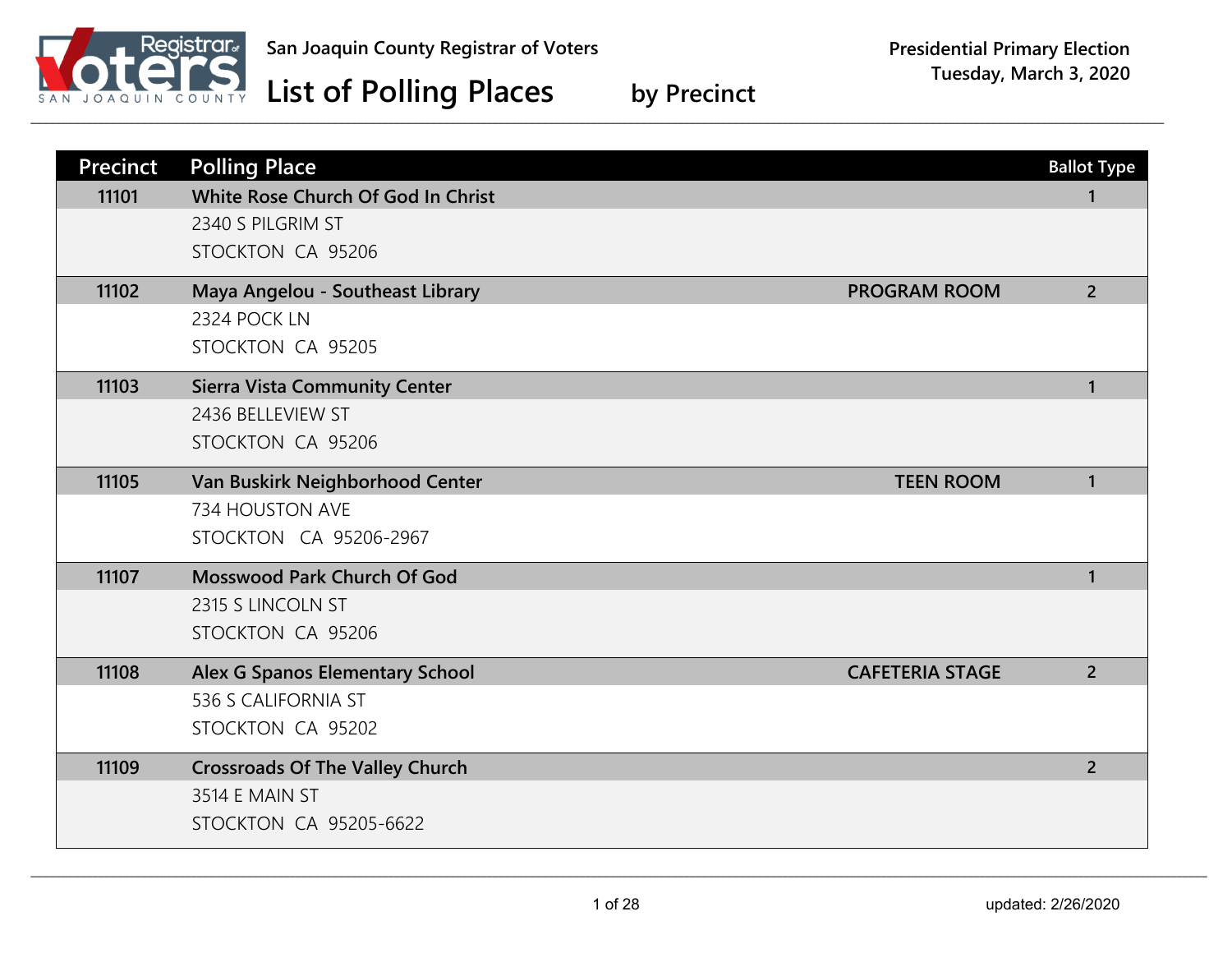San Joaquin County Registrar of Voters

# List of Polling Places by Precinct

**Presidential Primary Election**
**Tuesday, March 3, 2020**

| Precinct | Polling Place | | Ballot Type |
|---|---|---|---|
| **11101** | **White Rose Church Of God In Christ**<br>2340 S PILGRIM ST<br>STOCKTON CA 95206 | | 1 |
| **11102** | **Maya Angelou - Southeast Library**<br>2324 POCK LN<br>STOCKTON CA 95205 | PROGRAM ROOM | 2 |
| **11103** | **Sierra Vista Community Center**<br>2436 BELLEVIEW ST<br>STOCKTON CA 95206 | | 1 |
| **11105** | **Van Buskirk Neighborhood Center**<br>734 HOUSTON AVE<br>STOCKTON CA 95206-2967 | TEEN ROOM | 1 |
| **11107** | **Mosswood Park Church Of God**<br>2315 S LINCOLN ST<br>STOCKTON CA 95206 | | 1 |
| **11108** | **Alex G Spanos Elementary School**<br>536 S CALIFORNIA ST<br>STOCKTON CA 95202 | CAFETERIA STAGE | 2 |
| **11109** | **Crossroads Of The Valley Church**<br>3514 E MAIN ST<br>STOCKTON CA 95205-6622 | | 2 |

updated: 2/26/2020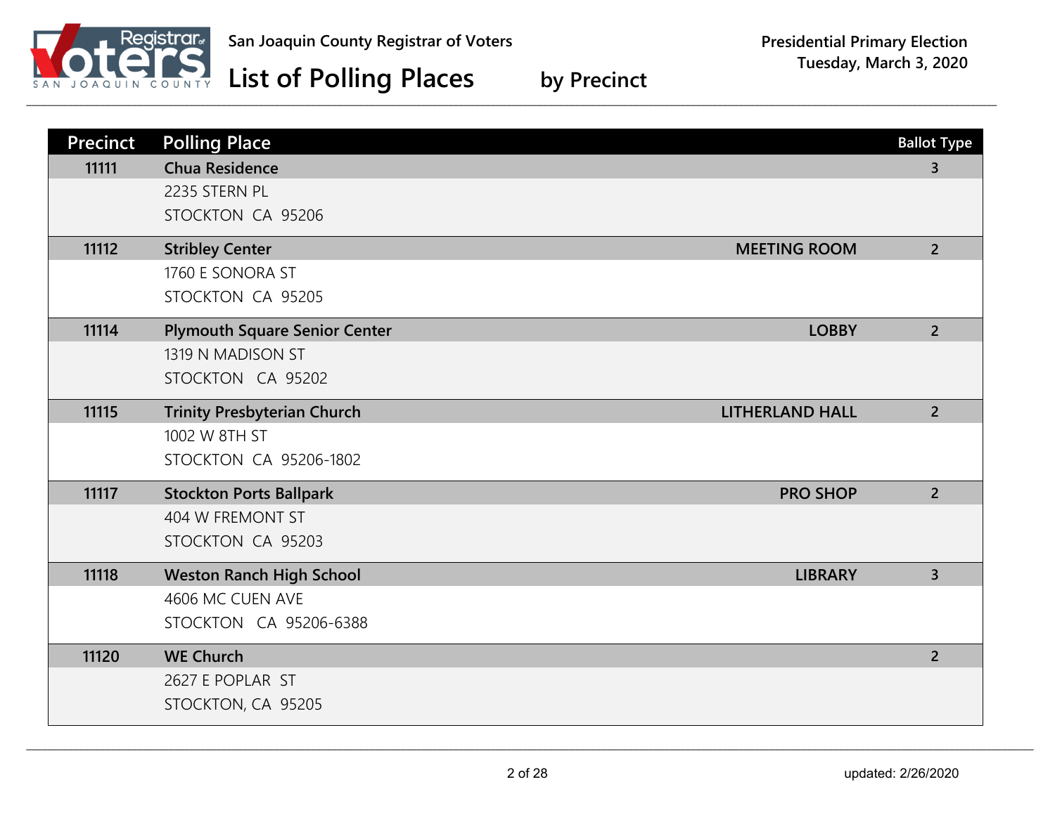San Joaquin County Registrar of Voters

# List of Polling Places by Precinct

Presidential Primary Election
Tuesday, March 3, 2020

| Precinct | Polling Place | | Ballot Type |
|---|---|---|---|
| 11111 | **Chua Residence**<br>2235 STERN PL<br>STOCKTON CA 95206 | | 3 |
| 11112 | **Stribley Center**<br>1760 E SONORA ST<br>STOCKTON CA 95205 | MEETING ROOM | 2 |
| 11114 | **Plymouth Square Senior Center**<br>1319 N MADISON ST<br>STOCKTON CA 95202 | LOBBY | 2 |
| 11115 | **Trinity Presbyterian Church**<br>1002 W 8TH ST<br>STOCKTON CA 95206-1802 | LITHERLAND HALL | 2 |
| 11117 | **Stockton Ports Ballpark**<br>404 W FREMONT ST<br>STOCKTON CA 95203 | PRO SHOP | 2 |
| 11118 | **Weston Ranch High School**<br>4606 MC CUEN AVE<br>STOCKTON CA 95206-6388 | LIBRARY | 3 |
| 11120 | **WE Church**<br>2627 E POPLAR ST<br>STOCKTON, CA 95205 | | 2 |

updated: 2/26/2020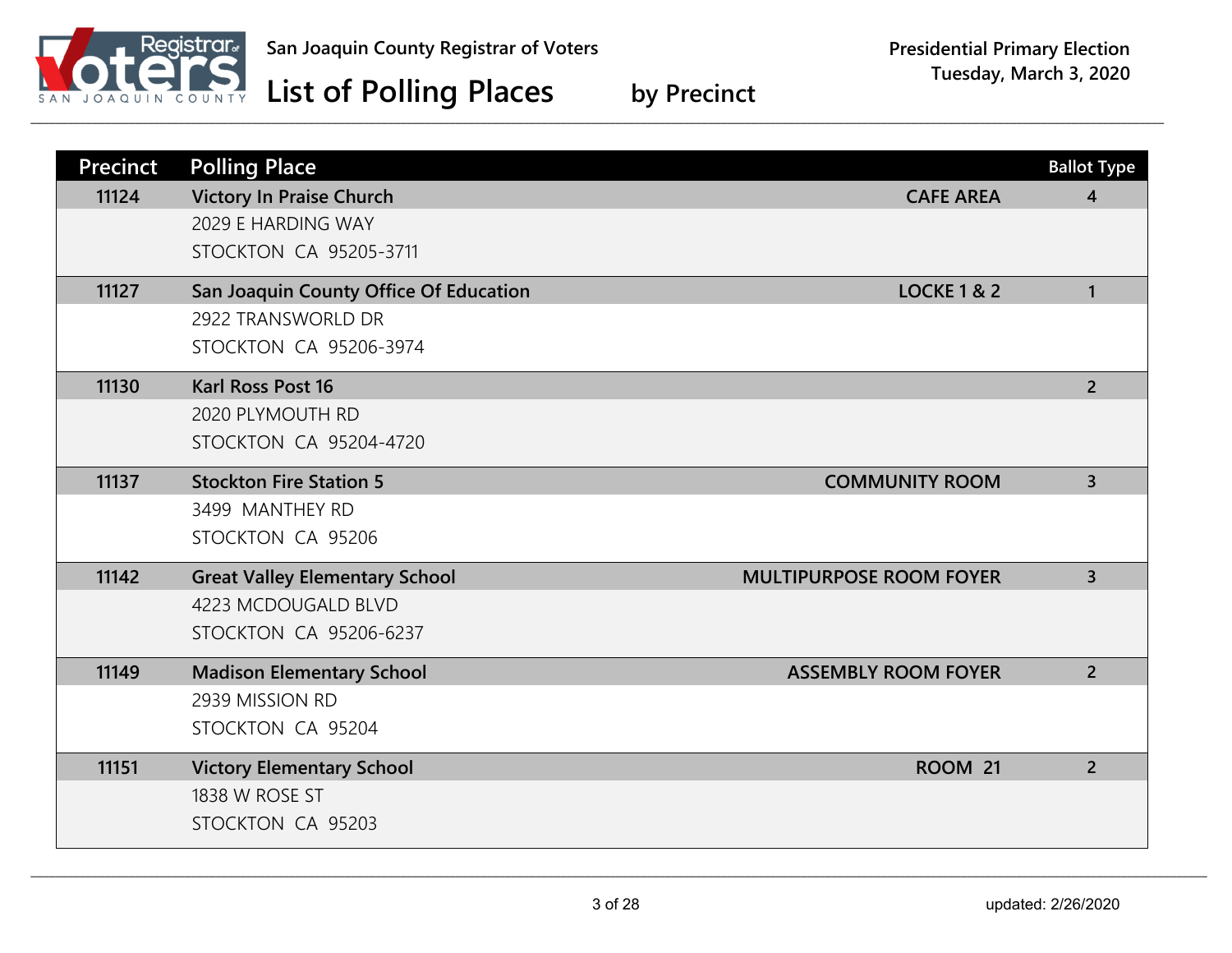San Joaquin County Registrar of Voters

# List of Polling Places by Precinct

**Presidential Primary Election**
**Tuesday, March 3, 2020**

| Precinct | Polling Place | | Ballot Type |
|---|---|---|---|
| 11124 | **Victory In Praise Church**<br>2029 E HARDING WAY<br>STOCKTON CA 95205-3711 | CAFE AREA | 4 |
| 11127 | **San Joaquin County Office Of Education**<br>2922 TRANSWORLD DR<br>STOCKTON CA 95206-3974 | LOCKE 1 & 2 | 1 |
| 11130 | **Karl Ross Post 16**<br>2020 PLYMOUTH RD<br>STOCKTON CA 95204-4720 | | 2 |
| 11137 | **Stockton Fire Station 5**<br>3499 MANTHEY RD<br>STOCKTON CA 95206 | COMMUNITY ROOM | 3 |
| 11142 | **Great Valley Elementary School**<br>4223 MCDOUGALD BLVD<br>STOCKTON CA 95206-6237 | MULTIPURPOSE ROOM FOYER | 3 |
| 11149 | **Madison Elementary School**<br>2939 MISSION RD<br>STOCKTON CA 95204 | ASSEMBLY ROOM FOYER | 2 |
| 11151 | **Victory Elementary School**<br>1838 W ROSE ST<br>STOCKTON CA 95203 | ROOM 21 | 2 |

updated: 2/26/2020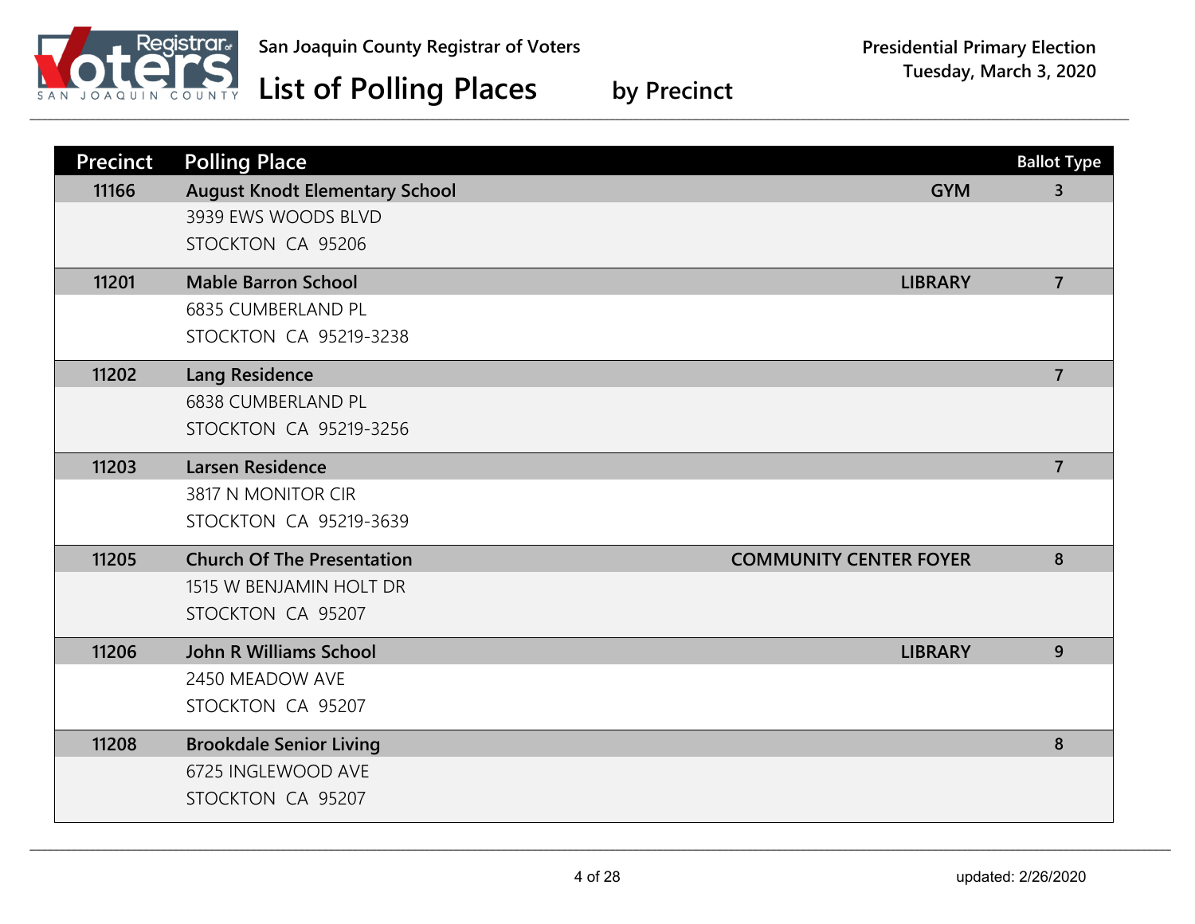San Joaquin County Registrar of Voters

# List of Polling Places by Precinct

Presidential Primary Election
Tuesday, March 3, 2020

| Precinct | Polling Place | | Ballot Type |
|---|---|---|---|
| 11166 | **August Knodt Elementary School**<br>3939 EWS WOODS BLVD<br>STOCKTON CA 95206 | GYM | 3 |
| 11201 | **Mable Barron School**<br>6835 CUMBERLAND PL<br>STOCKTON CA 95219-3238 | LIBRARY | 7 |
| 11202 | **Lang Residence**<br>6838 CUMBERLAND PL<br>STOCKTON CA 95219-3256 | | 7 |
| 11203 | **Larsen Residence**<br>3817 N MONITOR CIR<br>STOCKTON CA 95219-3639 | | 7 |
| 11205 | **Church Of The Presentation**<br>1515 W BENJAMIN HOLT DR<br>STOCKTON CA 95207 | COMMUNITY CENTER FOYER | 8 |
| 11206 | **John R Williams School**<br>2450 MEADOW AVE<br>STOCKTON CA 95207 | LIBRARY | 9 |
| 11208 | **Brookdale Senior Living**<br>6725 INGLEWOOD AVE<br>STOCKTON CA 95207 | | 8 |

updated: 2/26/2020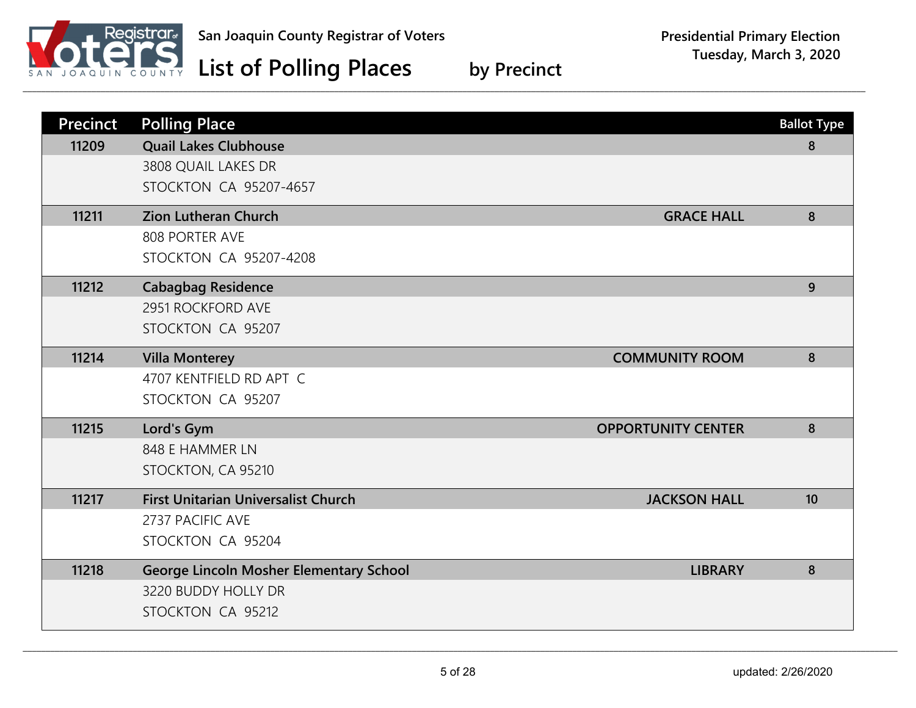| Precinct | Polling Place | | Ballot Type |
|---|---|---|---|
| 11209 | **Quail Lakes Clubhouse**<br>3808 QUAIL LAKES DR<br>STOCKTON CA 95207-4657 | | 8 |
| 11211 | **Zion Lutheran Church**<br>808 PORTER AVE<br>STOCKTON CA 95207-4208 | **GRACE HALL** | 8 |
| 11212 | **Cabagbag Residence**<br>2951 ROCKFORD AVE<br>STOCKTON CA 95207 | | 9 |
| 11214 | **Villa Monterey**<br>4707 KENTFIELD RD APT C<br>STOCKTON CA 95207 | **COMMUNITY ROOM** | 8 |
| 11215 | **Lord's Gym**<br>848 E HAMMER LN<br>STOCKTON, CA 95210 | **OPPORTUNITY CENTER** | 8 |
| 11217 | **First Unitarian Universalist Church**<br>2737 PACIFIC AVE<br>STOCKTON CA 95204 | **JACKSON HALL** | 10 |
| 11218 | **George Lincoln Mosher Elementary School**<br>3220 BUDDY HOLLY DR<br>STOCKTON CA 95212 | **LIBRARY** | 8 |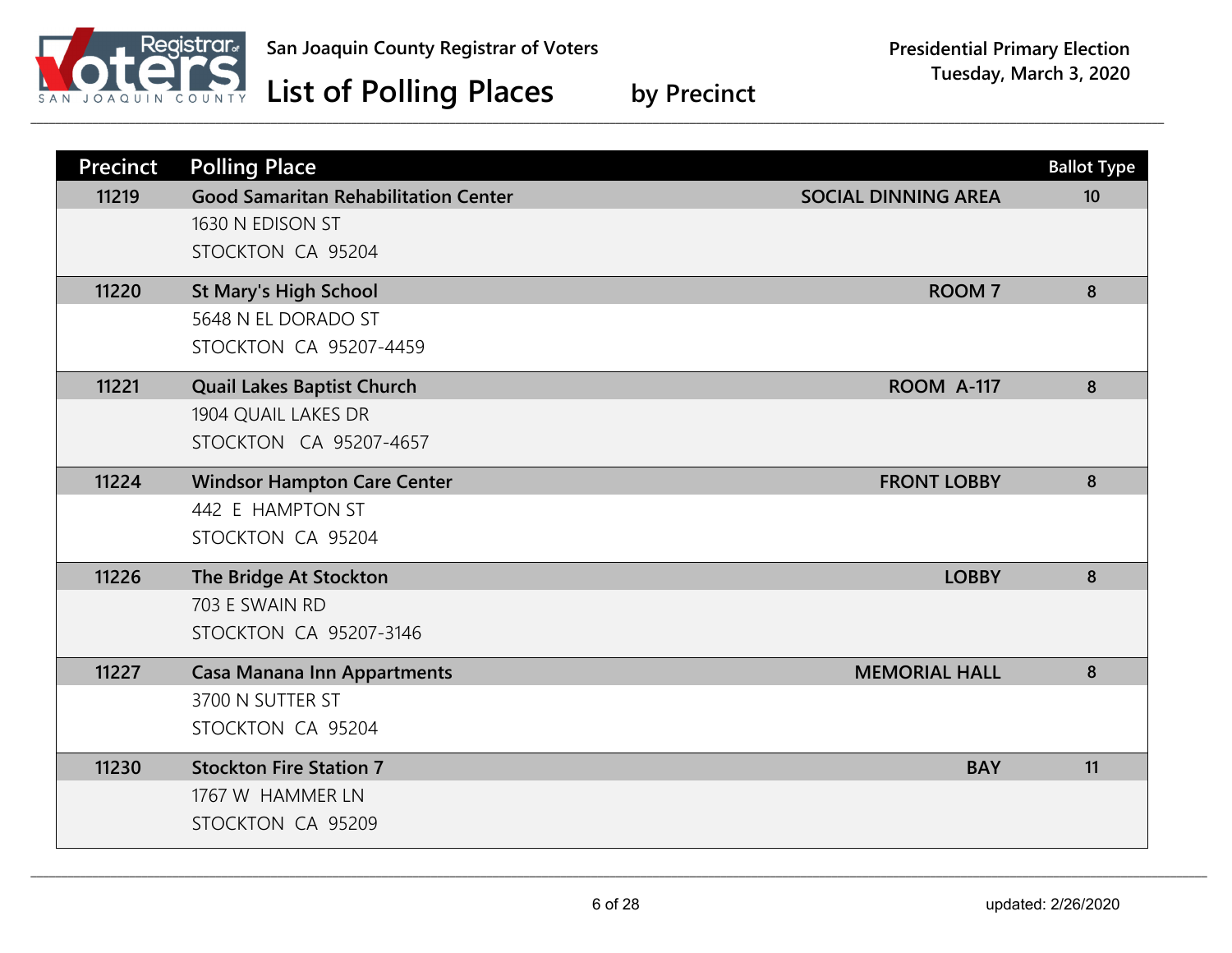# San Joaquin County Registrar of Voters

## List of Polling Places by Precinct

Presidential Primary Election
Tuesday, March 3, 2020

| Precinct | Polling Place | | Ballot Type |
| --- | --- | --- | --- |
| 11219 | **Good Samaritan Rehabilitation Center**<br>1630 N EDISON ST<br>STOCKTON CA 95204 | SOCIAL DINNING AREA | 10 |
| 11220 | **St Mary's High School**<br>5648 N EL DORADO ST<br>STOCKTON CA 95207-4459 | ROOM 7 | 8 |
| 11221 | **Quail Lakes Baptist Church**<br>1904 QUAIL LAKES DR<br>STOCKTON CA 95207-4657 | ROOM A-117 | 8 |
| 11224 | **Windsor Hampton Care Center**<br>442 E HAMPTON ST<br>STOCKTON CA 95204 | FRONT LOBBY | 8 |
| 11226 | **The Bridge At Stockton**<br>703 E SWAIN RD<br>STOCKTON CA 95207-3146 | LOBBY | 8 |
| 11227 | **Casa Manana Inn Appartments**<br>3700 N SUTTER ST<br>STOCKTON CA 95204 | MEMORIAL HALL | 8 |
| 11230 | **Stockton Fire Station 7**<br>1767 W HAMMER LN<br>STOCKTON CA 95209 | BAY | 11 |

updated: 2/26/2020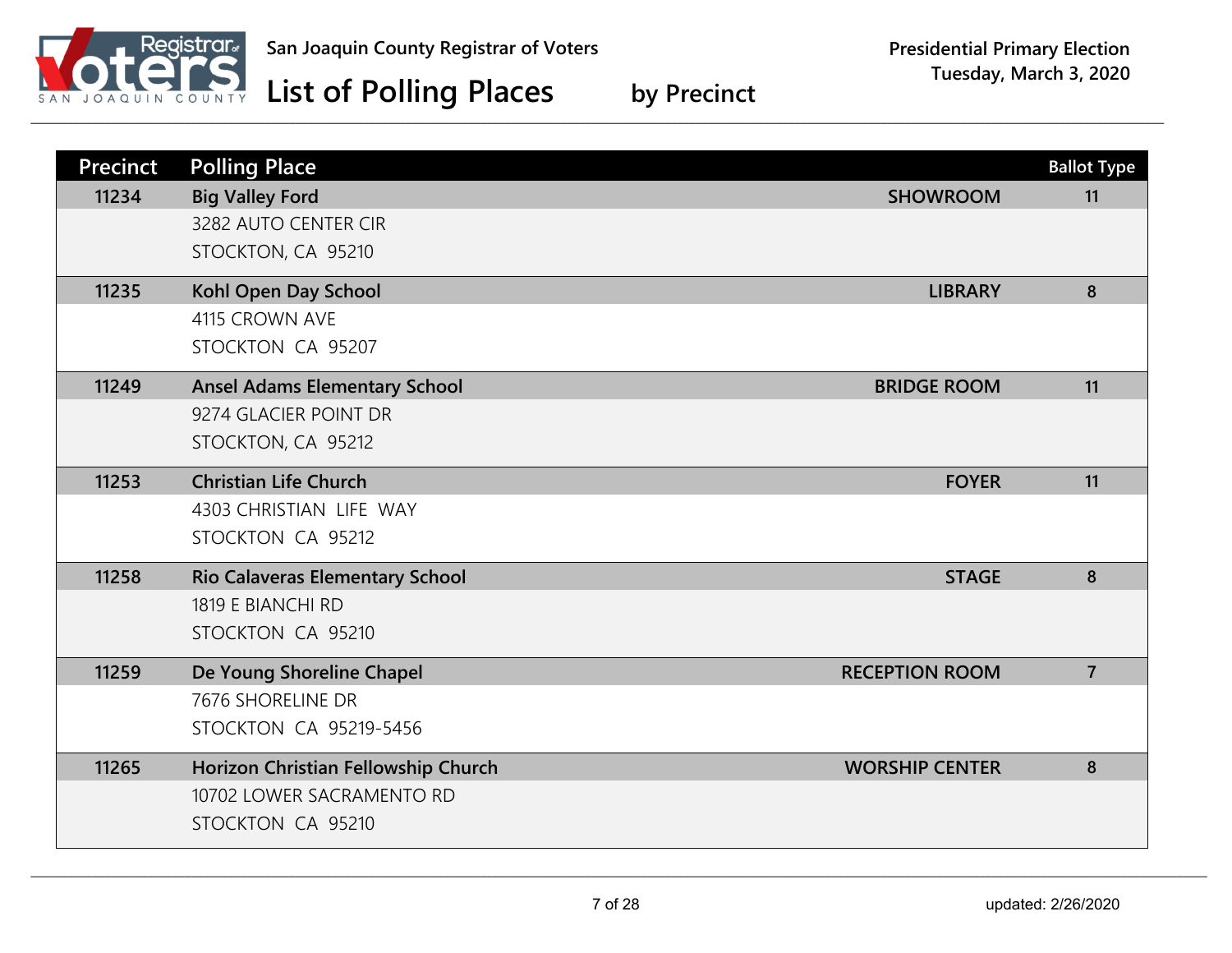San Joaquin County Registrar of Voters

# List of Polling Places by Precinct

**Presidential Primary Election**
**Tuesday, March 3, 2020**

| Precinct | Polling Place | | Ballot Type |
|---|---|---|---|
| 11234 | **Big Valley Ford**<br>3282 AUTO CENTER CIR<br>STOCKTON, CA 95210 | SHOWROOM | 11 |
| 11235 | **Kohl Open Day School**<br>4115 CROWN AVE<br>STOCKTON CA 95207 | LIBRARY | 8 |
| 11249 | **Ansel Adams Elementary School**<br>9274 GLACIER POINT DR<br>STOCKTON, CA 95212 | BRIDGE ROOM | 11 |
| 11253 | **Christian Life Church**<br>4303 CHRISTIAN LIFE WAY<br>STOCKTON CA 95212 | FOYER | 11 |
| 11258 | **Rio Calaveras Elementary School**<br>1819 E BIANCHI RD<br>STOCKTON CA 95210 | STAGE | 8 |
| 11259 | **De Young Shoreline Chapel**<br>7676 SHORELINE DR<br>STOCKTON CA 95219-5456 | RECEPTION ROOM | 7 |
| 11265 | **Horizon Christian Fellowship Church**<br>10702 LOWER SACRAMENTO RD<br>STOCKTON CA 95210 | WORSHIP CENTER | 8 |

updated: 2/26/2020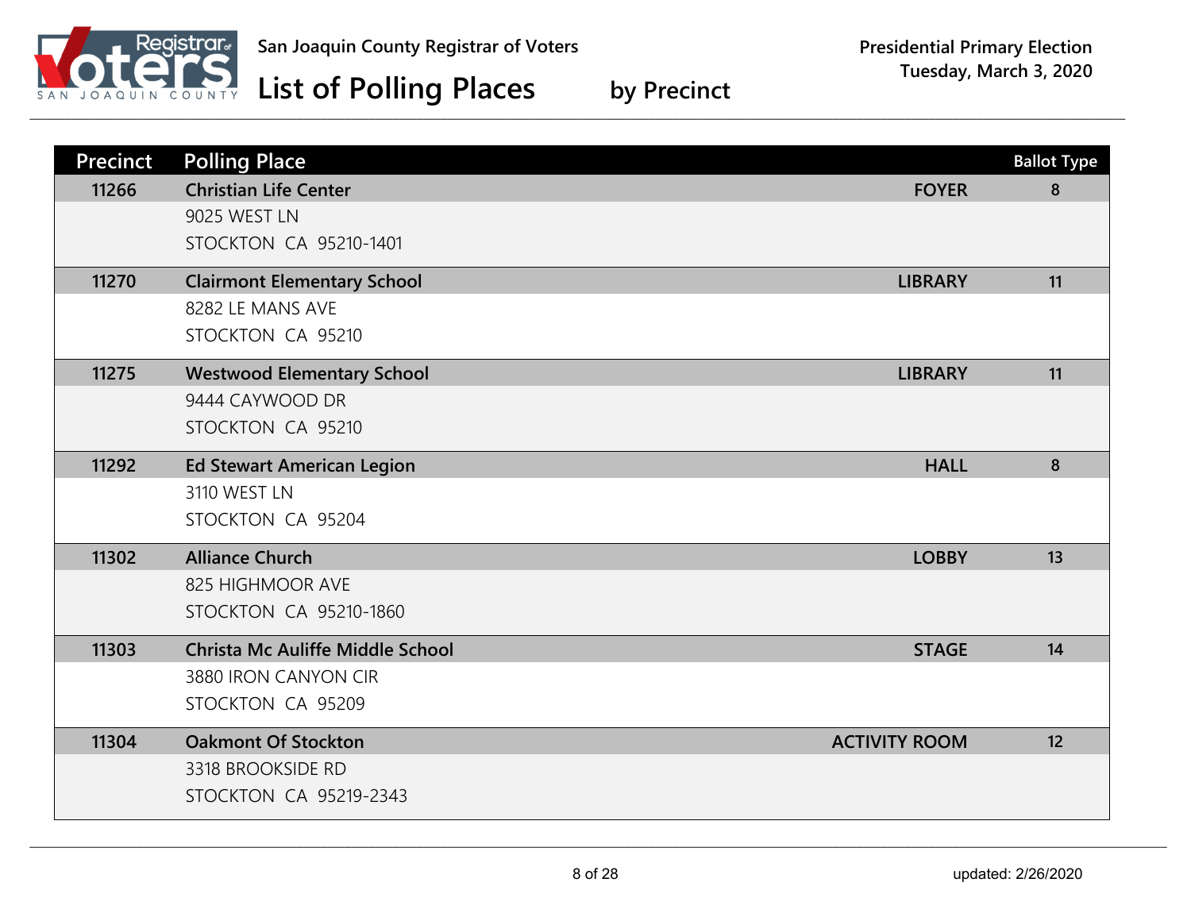San Joaquin County Registrar of Voters

# List of Polling Places by Precinct

**Presidential Primary Election**
**Tuesday, March 3, 2020**

| Precinct | Polling Place | Location | Ballot Type |
|---|---|---|---|
| 11266 | **Christian Life Center**<br>9025 WEST LN<br>STOCKTON CA 95210-1401 | FOYER | 8 |
| 11270 | **Clairmont Elementary School**<br>8282 LE MANS AVE<br>STOCKTON CA 95210 | LIBRARY | 11 |
| 11275 | **Westwood Elementary School**<br>9444 CAYWOOD DR<br>STOCKTON CA 95210 | LIBRARY | 11 |
| 11292 | **Ed Stewart American Legion**<br>3110 WEST LN<br>STOCKTON CA 95204 | HALL | 8 |
| 11302 | **Alliance Church**<br>825 HIGHMOOR AVE<br>STOCKTON CA 95210-1860 | LOBBY | 13 |
| 11303 | **Christa Mc Auliffe Middle School**<br>3880 IRON CANYON CIR<br>STOCKTON CA 95209 | STAGE | 14 |
| 11304 | **Oakmont Of Stockton**<br>3318 BROOKSIDE RD<br>STOCKTON CA 95219-2343 | ACTIVITY ROOM | 12 |

updated: 2/26/2020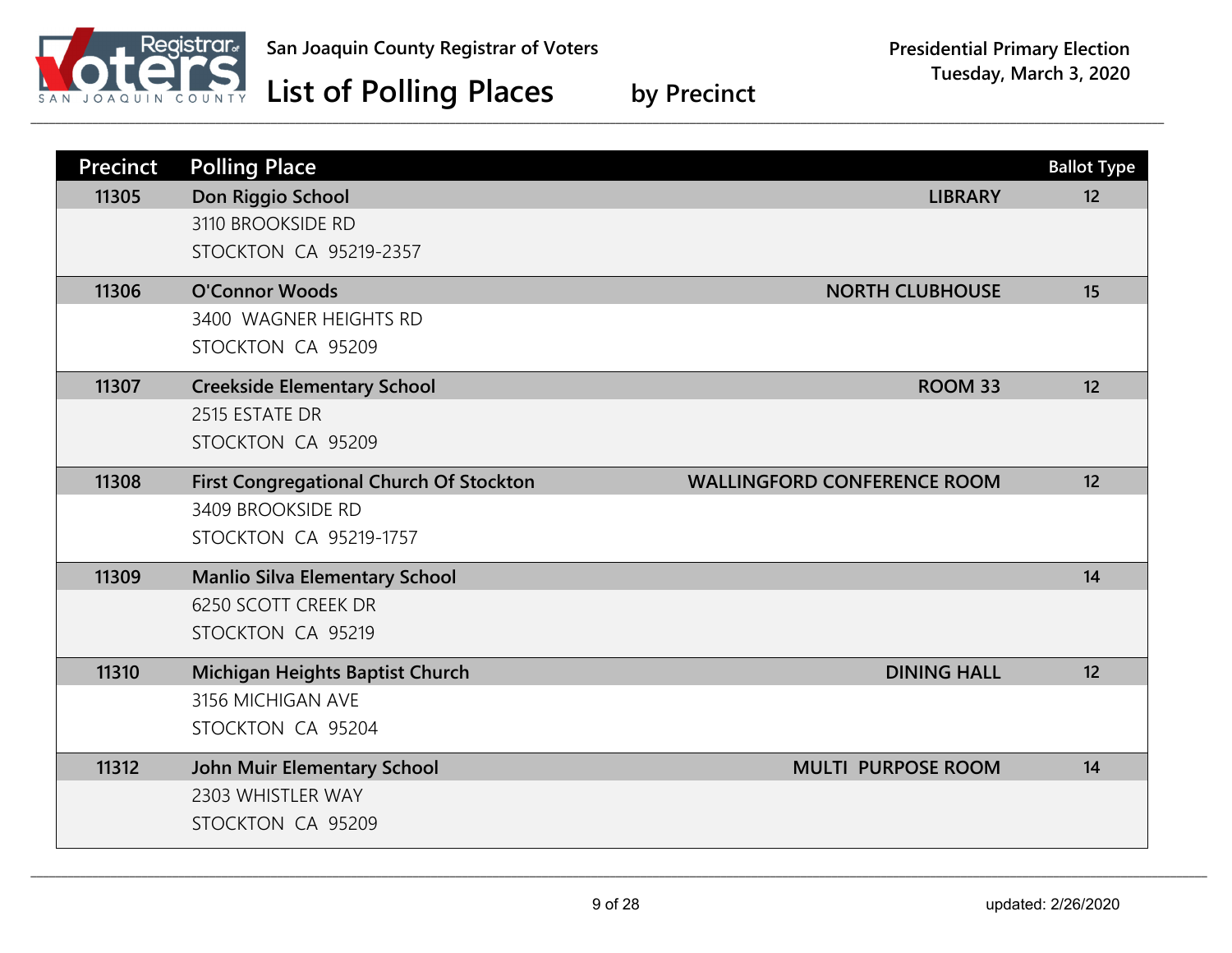San Joaquin County Registrar of Voters

# List of Polling Places by Precinct

**Presidential Primary Election**
**Tuesday, March 3, 2020**

| Precinct | Polling Place | | Ballot Type |
|---|---|---|---|
| 11305 | **Don Riggio School**<br>3110 BROOKSIDE RD<br>STOCKTON CA 95219-2357 | LIBRARY | 12 |
| 11306 | **O'Connor Woods**<br>3400 WAGNER HEIGHTS RD<br>STOCKTON CA 95209 | NORTH CLUBHOUSE | 15 |
| 11307 | **Creekside Elementary School**<br>2515 ESTATE DR<br>STOCKTON CA 95209 | ROOM 33 | 12 |
| 11308 | **First Congregational Church Of Stockton**<br>3409 BROOKSIDE RD<br>STOCKTON CA 95219-1757 | WALLINGFORD CONFERENCE ROOM | 12 |
| 11309 | **Manlio Silva Elementary School**<br>6250 SCOTT CREEK DR<br>STOCKTON CA 95219 | | 14 |
| 11310 | **Michigan Heights Baptist Church**<br>3156 MICHIGAN AVE<br>STOCKTON CA 95204 | DINING HALL | 12 |
| 11312 | **John Muir Elementary School**<br>2303 WHISTLER WAY<br>STOCKTON CA 95209 | MULTI PURPOSE ROOM | 14 |

updated: 2/26/2020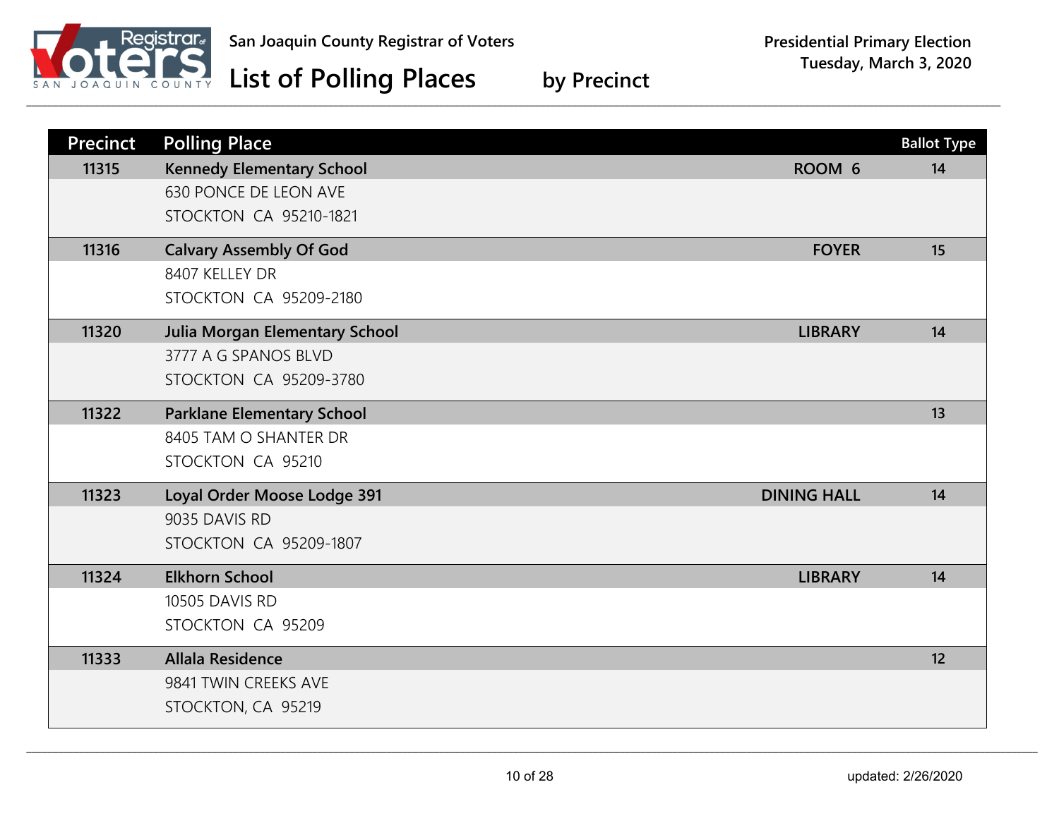San Joaquin County Registrar of Voters

# List of Polling Places by Precinct

**Presidential Primary Election**
**Tuesday, March 3, 2020**

| Precinct | Polling Place | | Ballot Type |
| --- | --- | --- | --- |
| **11315** | **Kennedy Elementary School**<br>630 PONCE DE LEON AVE<br>STOCKTON CA 95210-1821 | **ROOM 6** | **14** |
| **11316** | **Calvary Assembly Of God**<br>8407 KELLEY DR<br>STOCKTON CA 95209-2180 | **FOYER** | **15** |
| **11320** | **Julia Morgan Elementary School**<br>3777 A G SPANOS BLVD<br>STOCKTON CA 95209-3780 | **LIBRARY** | **14** |
| **11322** | **Parklane Elementary School**<br>8405 TAM O SHANTER DR<br>STOCKTON CA 95210 | | **13** |
| **11323** | **Loyal Order Moose Lodge 391**<br>9035 DAVIS RD<br>STOCKTON CA 95209-1807 | **DINING HALL** | **14** |
| **11324** | **Elkhorn School**<br>10505 DAVIS RD<br>STOCKTON CA 95209 | **LIBRARY** | **14** |
| **11333** | **Allala Residence**<br>9841 TWIN CREEKS AVE<br>STOCKTON, CA 95219 | | **12** |

updated: 2/26/2020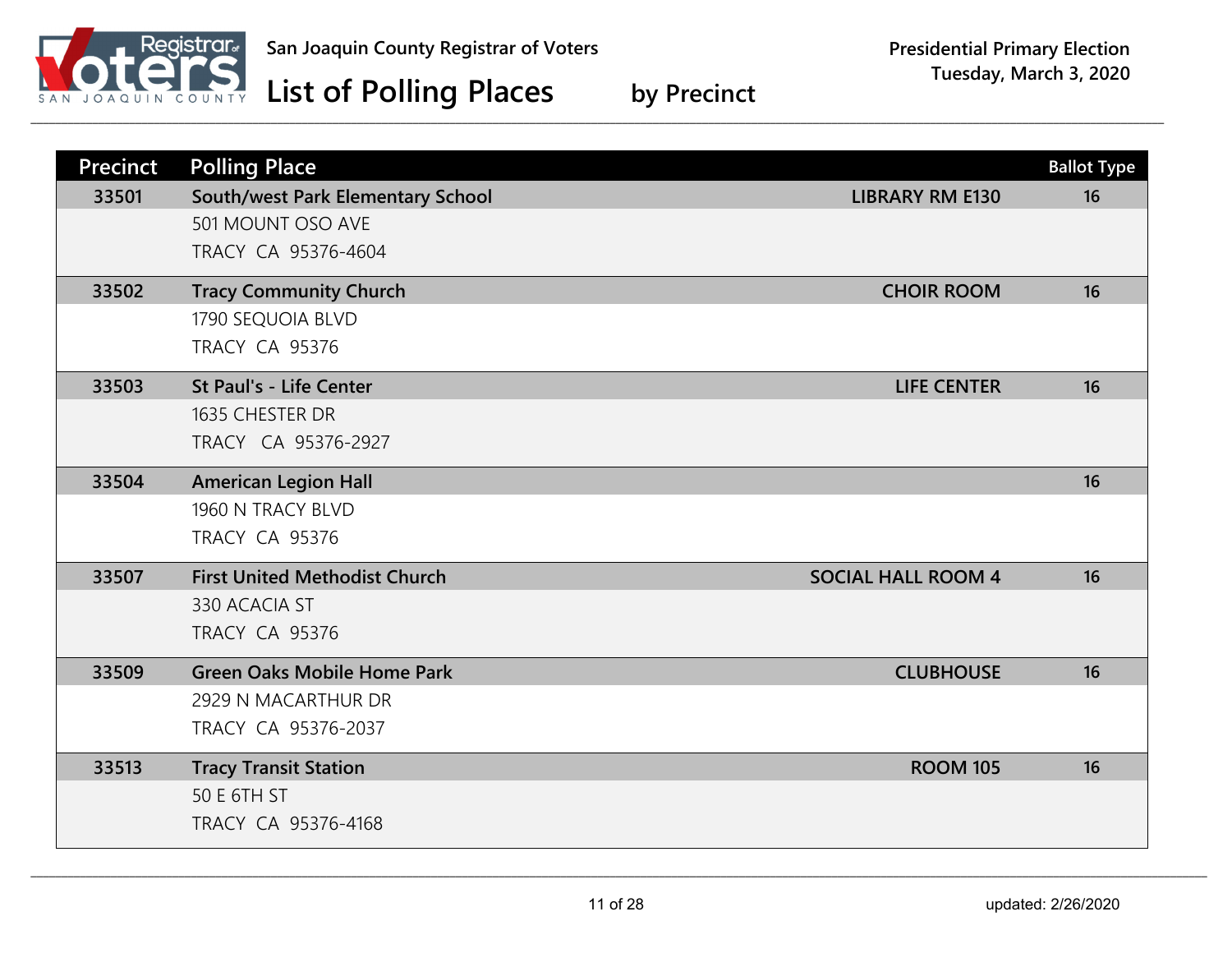San Joaquin County Registrar of Voters

# List of Polling Places by Precinct

**Presidential Primary Election**
**Tuesday, March 3, 2020**

| Precinct | Polling Place | | Ballot Type |
|---|---|---|---|
| 33501 | **South/west Park Elementary School**<br>501 MOUNT OSO AVE<br>TRACY CA 95376-4604 | LIBRARY RM E130 | 16 |
| 33502 | **Tracy Community Church**<br>1790 SEQUOIA BLVD<br>TRACY CA 95376 | CHOIR ROOM | 16 |
| 33503 | **St Paul's - Life Center**<br>1635 CHESTER DR<br>TRACY CA 95376-2927 | LIFE CENTER | 16 |
| 33504 | **American Legion Hall**<br>1960 N TRACY BLVD<br>TRACY CA 95376 | | 16 |
| 33507 | **First United Methodist Church**<br>330 ACACIA ST<br>TRACY CA 95376 | SOCIAL HALL ROOM 4 | 16 |
| 33509 | **Green Oaks Mobile Home Park**<br>2929 N MACARTHUR DR<br>TRACY CA 95376-2037 | CLUBHOUSE | 16 |
| 33513 | **Tracy Transit Station**<br>50 E 6TH ST<br>TRACY CA 95376-4168 | ROOM 105 | 16 |

updated: 2/26/2020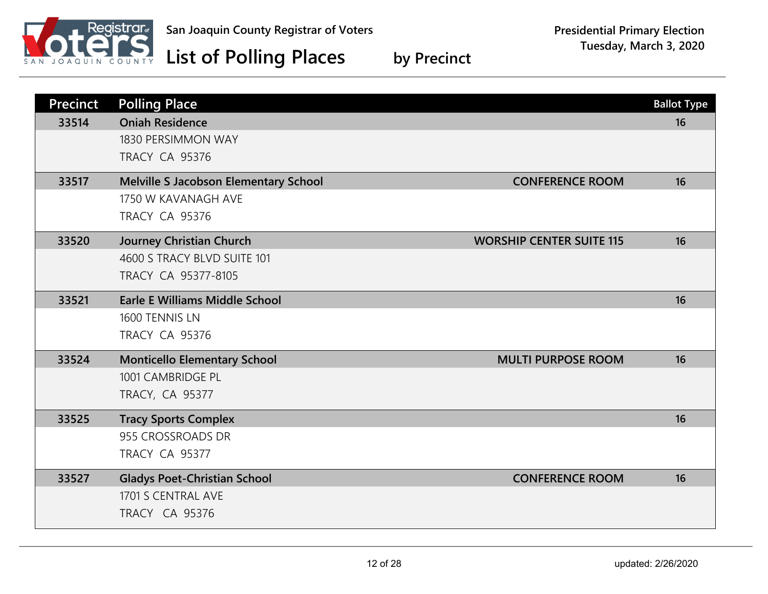San Joaquin County Registrar of Voters

# List of Polling Places by Precinct

Presidential Primary Election
Tuesday, March 3, 2020

| Precinct | Polling Place | | Ballot Type |
|---|---|---|---|
| 33514 | **Oniah Residence**<br>1830 PERSIMMON WAY<br>TRACY CA 95376 | | 16 |
| 33517 | **Melville S Jacobson Elementary School**<br>1750 W KAVANAGH AVE<br>TRACY CA 95376 | CONFERENCE ROOM | 16 |
| 33520 | **Journey Christian Church**<br>4600 S TRACY BLVD SUITE 101<br>TRACY CA 95377-8105 | WORSHIP CENTER SUITE 115 | 16 |
| 33521 | **Earle E Williams Middle School**<br>1600 TENNIS LN<br>TRACY CA 95376 | | 16 |
| 33524 | **Monticello Elementary School**<br>1001 CAMBRIDGE PL<br>TRACY, CA 95377 | MULTI PURPOSE ROOM | 16 |
| 33525 | **Tracy Sports Complex**<br>955 CROSSROADS DR<br>TRACY CA 95377 | | 16 |
| 33527 | **Gladys Poet-Christian School**<br>1701 S CENTRAL AVE<br>TRACY CA 95376 | CONFERENCE ROOM | 16 |

updated: 2/26/2020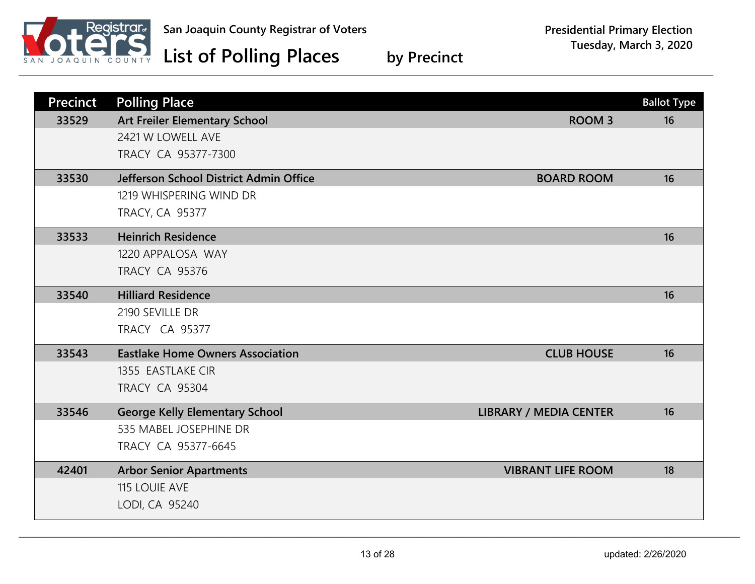San Joaquin County Registrar of Voters

# List of Polling Places by Precinct

**Presidential Primary Election**
**Tuesday, March 3, 2020**

| Precinct | Polling Place | | Ballot Type |
|---|---|---|---|
| 33529 | **Art Freiler Elementary School**<br>2421 W LOWELL AVE<br>TRACY CA 95377-7300 | ROOM 3 | 16 |
| 33530 | **Jefferson School District Admin Office**<br>1219 WHISPERING WIND DR<br>TRACY, CA 95377 | BOARD ROOM | 16 |
| 33533 | **Heinrich Residence**<br>1220 APPALOSA WAY<br>TRACY CA 95376 | | 16 |
| 33540 | **Hilliard Residence**<br>2190 SEVILLE DR<br>TRACY CA 95377 | | 16 |
| 33543 | **Eastlake Home Owners Association**<br>1355 EASTLAKE CIR<br>TRACY CA 95304 | CLUB HOUSE | 16 |
| 33546 | **George Kelly Elementary School**<br>535 MABEL JOSEPHINE DR<br>TRACY CA 95377-6645 | LIBRARY / MEDIA CENTER | 16 |
| 42401 | **Arbor Senior Apartments**<br>115 LOUIE AVE<br>LODI, CA 95240 | VIBRANT LIFE ROOM | 18 |

updated: 2/26/2020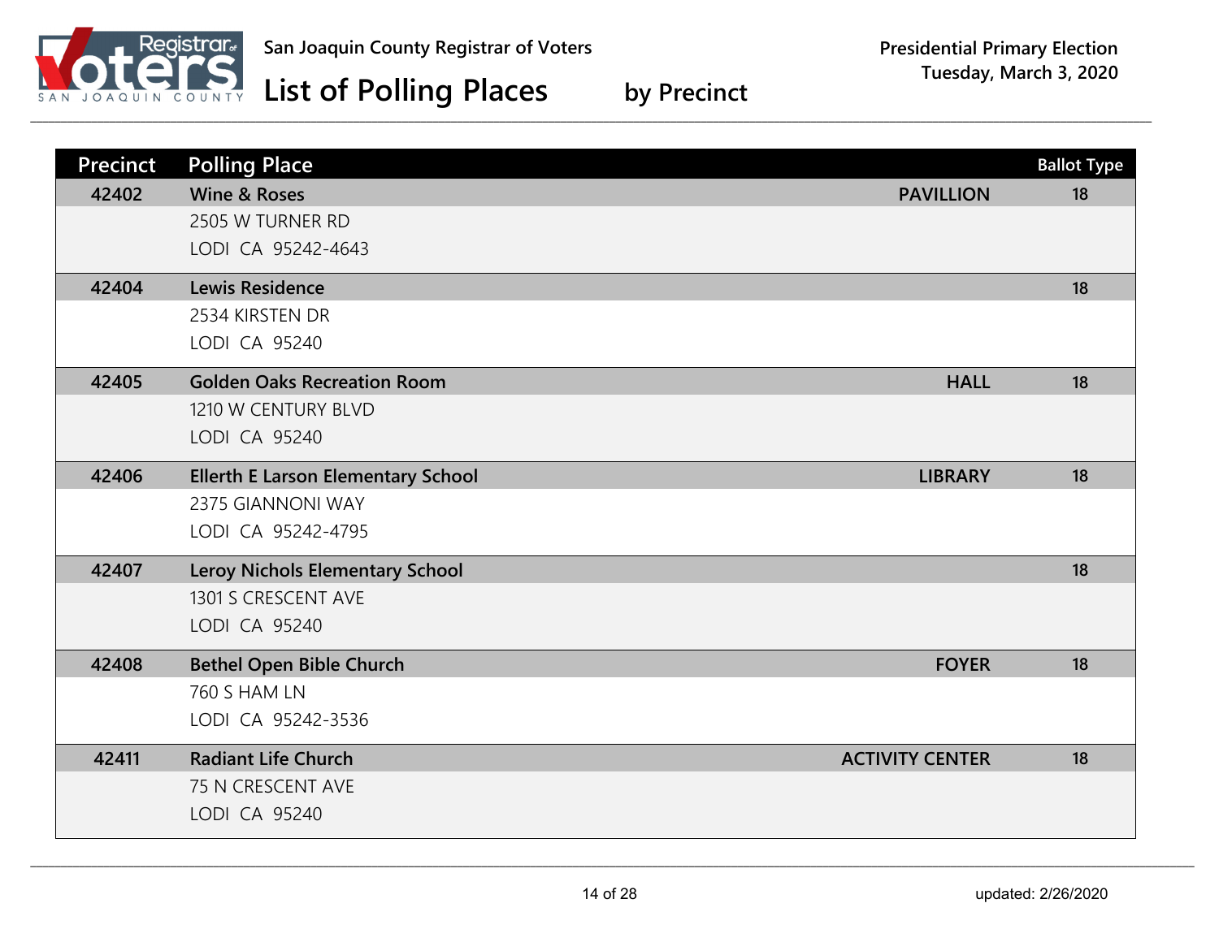San Joaquin County Registrar of Voters

# List of Polling Places by Precinct

Presidential Primary Election
Tuesday, March 3, 2020

| Precinct | Polling Place | | Ballot Type |
|---|---|---|---|
| 42402 | **Wine & Roses**<br>2505 W TURNER RD<br>LODI CA 95242-4643 | PAVILLION | 18 |
| 42404 | **Lewis Residence**<br>2534 KIRSTEN DR<br>LODI CA 95240 | | 18 |
| 42405 | **Golden Oaks Recreation Room**<br>1210 W CENTURY BLVD<br>LODI CA 95240 | HALL | 18 |
| 42406 | **Ellerth E Larson Elementary School**<br>2375 GIANNONI WAY<br>LODI CA 95242-4795 | LIBRARY | 18 |
| 42407 | **Leroy Nichols Elementary School**<br>1301 S CRESCENT AVE<br>LODI CA 95240 | | 18 |
| 42408 | **Bethel Open Bible Church**<br>760 S HAM LN<br>LODI CA 95242-3536 | FOYER | 18 |
| 42411 | **Radiant Life Church**<br>75 N CRESCENT AVE<br>LODI CA 95240 | ACTIVITY CENTER | 18 |

updated: 2/26/2020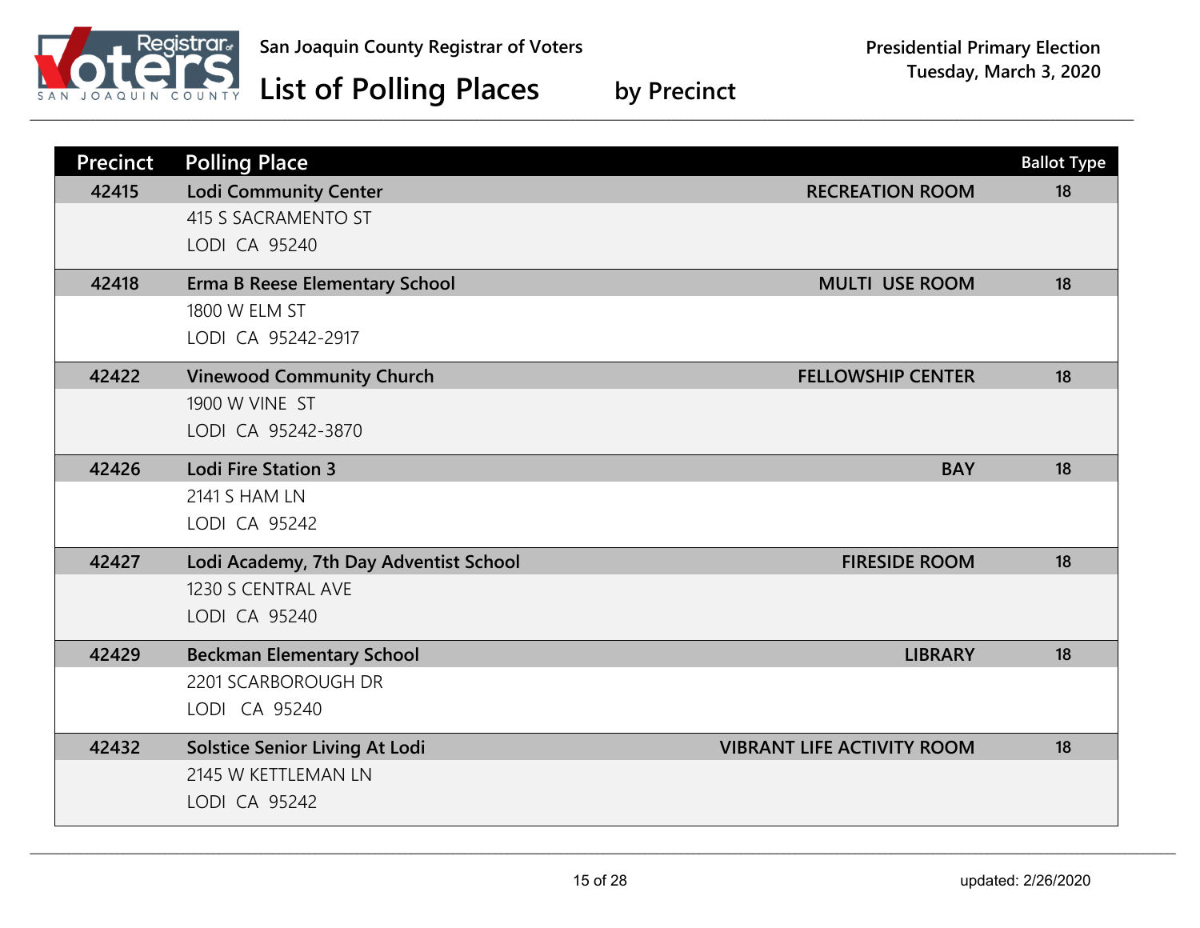San Joaquin County Registrar of Voters

# List of Polling Places by Precinct

Presidential Primary Election
Tuesday, March 3, 2020

| Precinct | Polling Place | | Ballot Type |
|---|---|---|---|
| 42415 | Lodi Community Center<br>415 S SACRAMENTO ST<br>LODI CA 95240 | RECREATION ROOM | 18 |
| 42418 | Erma B Reese Elementary School<br>1800 W ELM ST<br>LODI CA 95242-2917 | MULTI USE ROOM | 18 |
| 42422 | Vinewood Community Church<br>1900 W VINE ST<br>LODI CA 95242-3870 | FELLOWSHIP CENTER | 18 |
| 42426 | Lodi Fire Station 3<br>2141 S HAM LN<br>LODI CA 95242 | BAY | 18 |
| 42427 | Lodi Academy, 7th Day Adventist School<br>1230 S CENTRAL AVE<br>LODI CA 95240 | FIRESIDE ROOM | 18 |
| 42429 | Beckman Elementary School<br>2201 SCARBOROUGH DR<br>LODI CA 95240 | LIBRARY | 18 |
| 42432 | Solstice Senior Living At Lodi<br>2145 W KETTLEMAN LN<br>LODI CA 95242 | VIBRANT LIFE ACTIVITY ROOM | 18 |

updated: 2/26/2020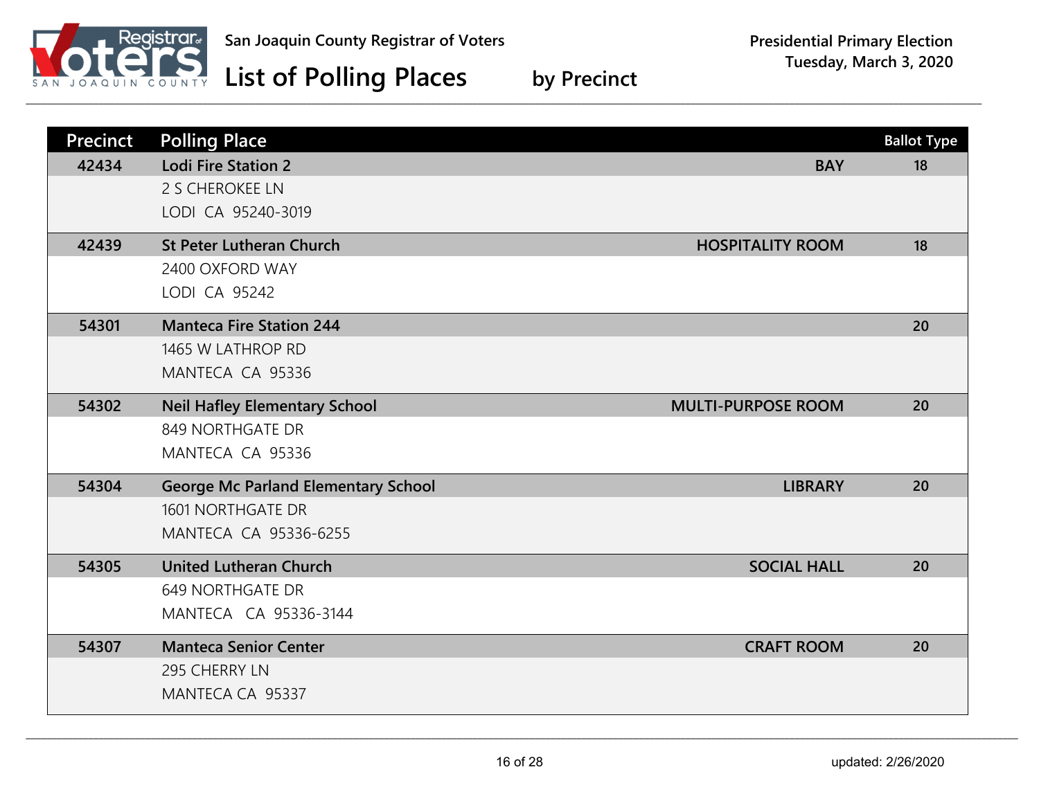San Joaquin County Registrar of Voters

# List of Polling Places by Precinct

**Presidential Primary Election**
**Tuesday, March 3, 2020**

| Precinct | Polling Place | | Ballot Type |
|---|---|---|---|
| **42434** | **Lodi Fire Station 2**<br>2 S CHEROKEE LN<br>LODI CA 95240-3019 | **BAY** | **18** |
| **42439** | **St Peter Lutheran Church**<br>2400 OXFORD WAY<br>LODI CA 95242 | **HOSPITALITY ROOM** | **18** |
| **54301** | **Manteca Fire Station 244**<br>1465 W LATHROP RD<br>MANTECA CA 95336 | | **20** |
| **54302** | **Neil Hafley Elementary School**<br>849 NORTHGATE DR<br>MANTECA CA 95336 | **MULTI-PURPOSE ROOM** | **20** |
| **54304** | **George Mc Parland Elementary School**<br>1601 NORTHGATE DR<br>MANTECA CA 95336-6255 | **LIBRARY** | **20** |
| **54305** | **United Lutheran Church**<br>649 NORTHGATE DR<br>MANTECA CA 95336-3144 | **SOCIAL HALL** | **20** |
| **54307** | **Manteca Senior Center**<br>295 CHERRY LN<br>MANTECA CA 95337 | **CRAFT ROOM** | **20** |

updated: 2/26/2020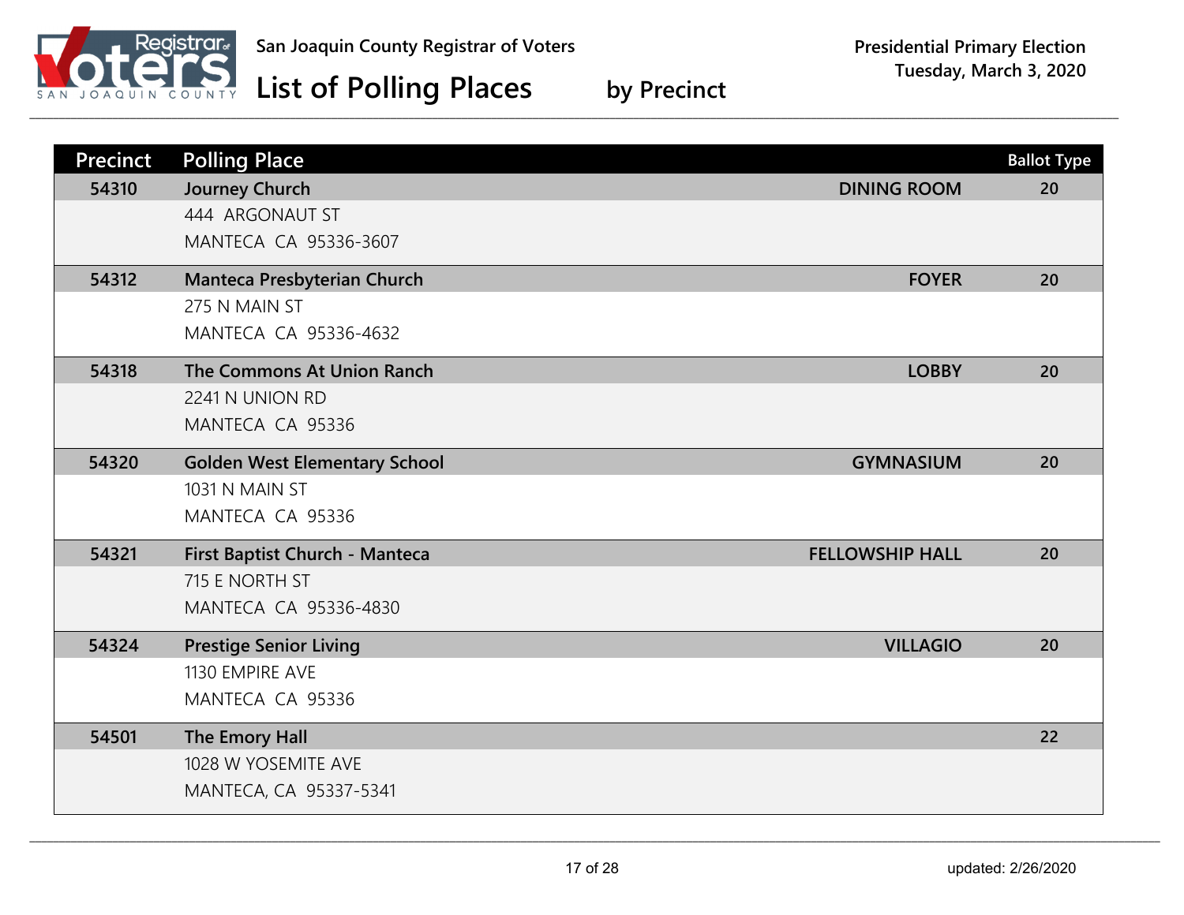San Joaquin County Registrar of Voters

# List of Polling Places by Precinct

Presidential Primary Election
Tuesday, March 3, 2020

| Precinct | Polling Place | | Ballot Type |
|---|---|---|---|
| 54310 | **Journey Church**<br>444 ARGONAUT ST<br>MANTECA CA 95336-3607 | DINING ROOM | 20 |
| 54312 | **Manteca Presbyterian Church**<br>275 N MAIN ST<br>MANTECA CA 95336-4632 | FOYER | 20 |
| 54318 | **The Commons At Union Ranch**<br>2241 N UNION RD<br>MANTECA CA 95336 | LOBBY | 20 |
| 54320 | **Golden West Elementary School**<br>1031 N MAIN ST<br>MANTECA CA 95336 | GYMNASIUM | 20 |
| 54321 | **First Baptist Church - Manteca**<br>715 E NORTH ST<br>MANTECA CA 95336-4830 | FELLOWSHIP HALL | 20 |
| 54324 | **Prestige Senior Living**<br>1130 EMPIRE AVE<br>MANTECA CA 95336 | VILLAGIO | 20 |
| 54501 | **The Emory Hall**<br>1028 W YOSEMITE AVE<br>MANTECA, CA 95337-5341 | | 22 |

updated: 2/26/2020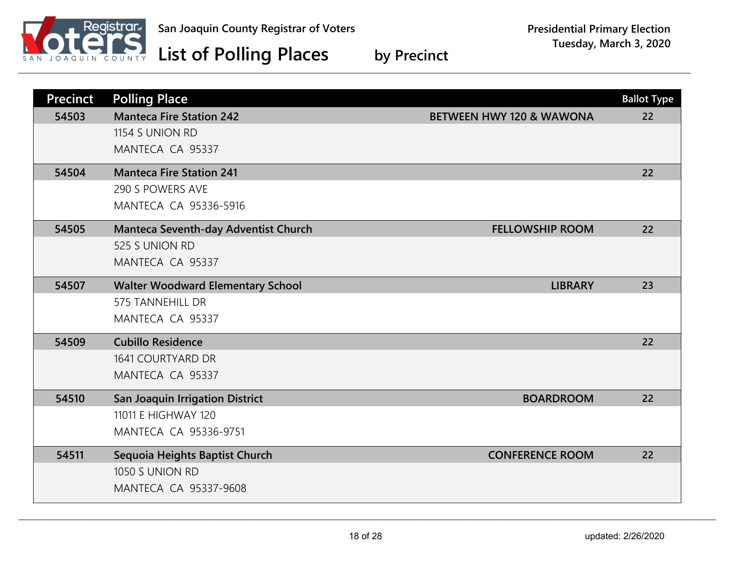San Joaquin County Registrar of Voters

# List of Polling Places by Precinct

**Presidential Primary Election**
**Tuesday, March 3, 2020**

| Precinct | Polling Place | | Ballot Type |
|---|---|---|---|
| **54503** | **Manteca Fire Station 242**<br>1154 S UNION RD<br>MANTECA CA 95337 | **BETWEEN HWY 120 & WAWONA** | 22 |
| **54504** | **Manteca Fire Station 241**<br>290 S POWERS AVE<br>MANTECA CA 95336-5916 | | 22 |
| **54505** | **Manteca Seventh-day Adventist Church**<br>525 S UNION RD<br>MANTECA CA 95337 | **FELLOWSHIP ROOM** | 22 |
| **54507** | **Walter Woodward Elementary School**<br>575 TANNEHILL DR<br>MANTECA CA 95337 | **LIBRARY** | 23 |
| **54509** | **Cubillo Residence**<br>1641 COURTYARD DR<br>MANTECA CA 95337 | | 22 |
| **54510** | **San Joaquin Irrigation District**<br>11011 E HIGHWAY 120<br>MANTECA CA 95336-9751 | **BOARDROOM** | 22 |
| **54511** | **Sequoia Heights Baptist Church**<br>1050 S UNION RD<br>MANTECA CA 95337-9608 | **CONFERENCE ROOM** | 22 |

updated: 2/26/2020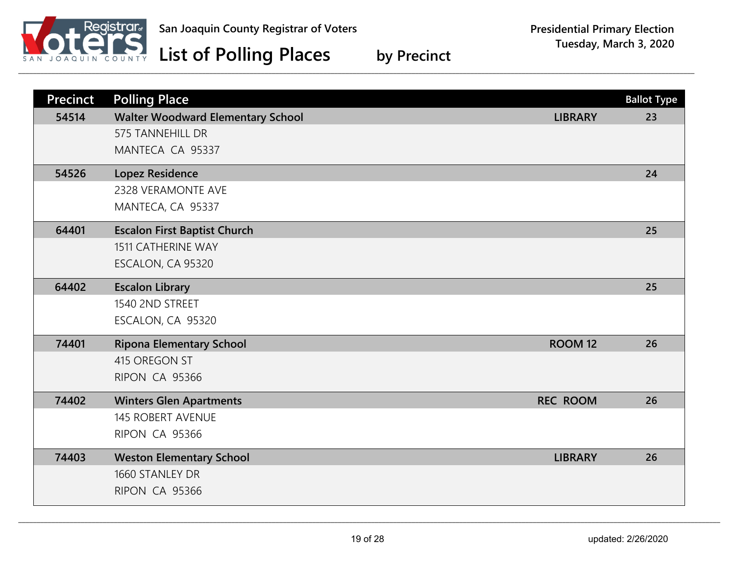San Joaquin County Registrar of Voters

# List of Polling Places by Precinct

**Presidential Primary Election**
**Tuesday, March 3, 2020**

| Precinct | Polling Place | | Ballot Type |
|---|---|---|---|
| 54514 | **Walter Woodward Elementary School**<br>575 TANNEHILL DR<br>MANTECA CA 95337 | LIBRARY | 23 |
| 54526 | **Lopez Residence**<br>2328 VERAMONTE AVE<br>MANTECA, CA 95337 | | 24 |
| 64401 | **Escalon First Baptist Church**<br>1511 CATHERINE WAY<br>ESCALON, CA 95320 | | 25 |
| 64402 | **Escalon Library**<br>1540 2ND STREET<br>ESCALON, CA 95320 | | 25 |
| 74401 | **Ripona Elementary School**<br>415 OREGON ST<br>RIPON CA 95366 | ROOM 12 | 26 |
| 74402 | **Winters Glen Apartments**<br>145 ROBERT AVENUE<br>RIPON CA 95366 | REC ROOM | 26 |
| 74403 | **Weston Elementary School**<br>1660 STANLEY DR<br>RIPON CA 95366 | LIBRARY | 26 |

updated: 2/26/2020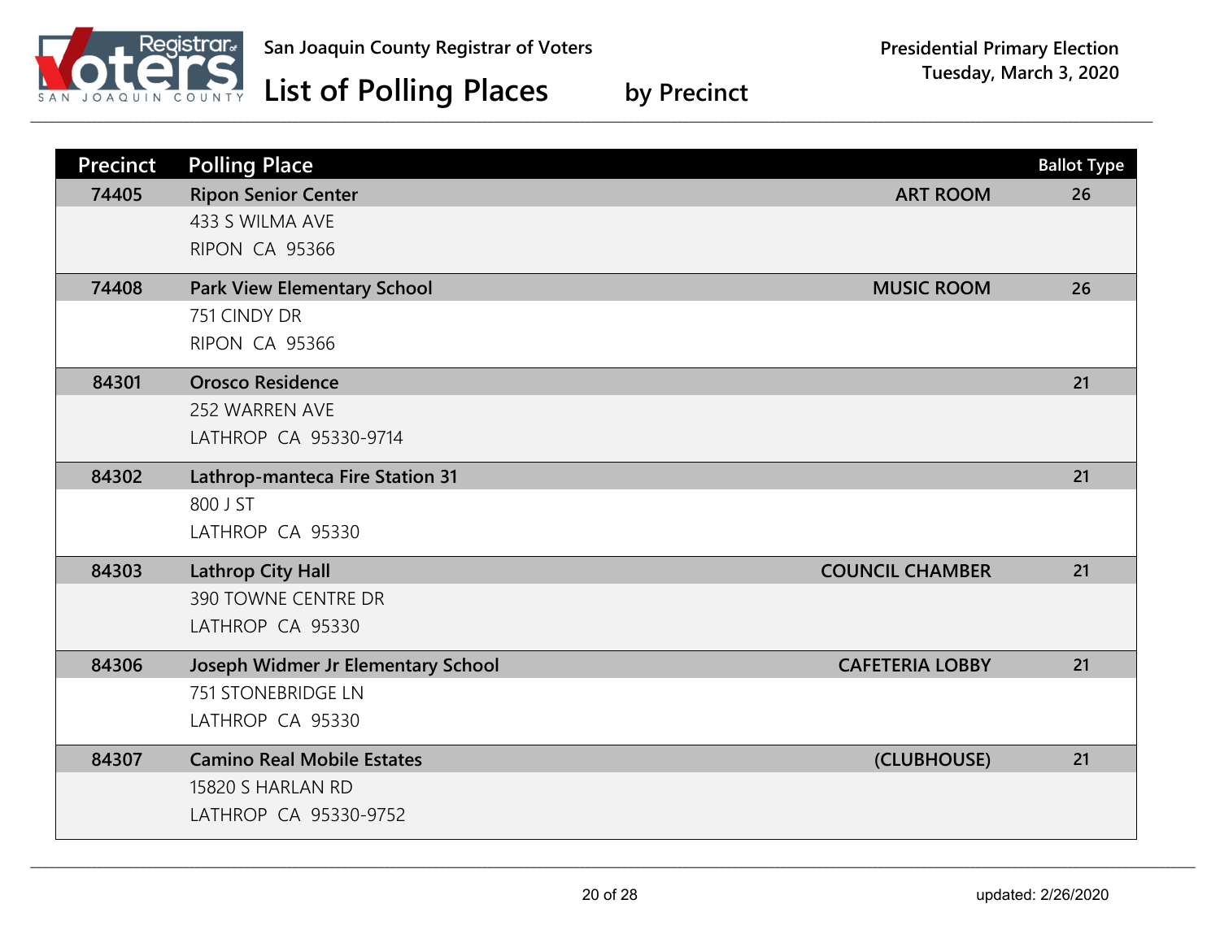San Joaquin County Registrar of Voters

# List of Polling Places by Precinct

Presidential Primary Election
Tuesday, March 3, 2020

| Precinct | Polling Place | | Ballot Type |
|---|---|---|---|
| 74405 | **Ripon Senior Center**<br>433 S WILMA AVE<br>RIPON CA 95366 | ART ROOM | 26 |
| 74408 | **Park View Elementary School**<br>751 CINDY DR<br>RIPON CA 95366 | MUSIC ROOM | 26 |
| 84301 | **Orosco Residence**<br>252 WARREN AVE<br>LATHROP CA 95330-9714 | | 21 |
| 84302 | **Lathrop-manteca Fire Station 31**<br>800 J ST<br>LATHROP CA 95330 | | 21 |
| 84303 | **Lathrop City Hall**<br>390 TOWNE CENTRE DR<br>LATHROP CA 95330 | COUNCIL CHAMBER | 21 |
| 84306 | **Joseph Widmer Jr Elementary School**<br>751 STONEBRIDGE LN<br>LATHROP CA 95330 | CAFETERIA LOBBY | 21 |
| 84307 | **Camino Real Mobile Estates**<br>15820 S HARLAN RD<br>LATHROP CA 95330-9752 | (CLUBHOUSE) | 21 |

updated: 2/26/2020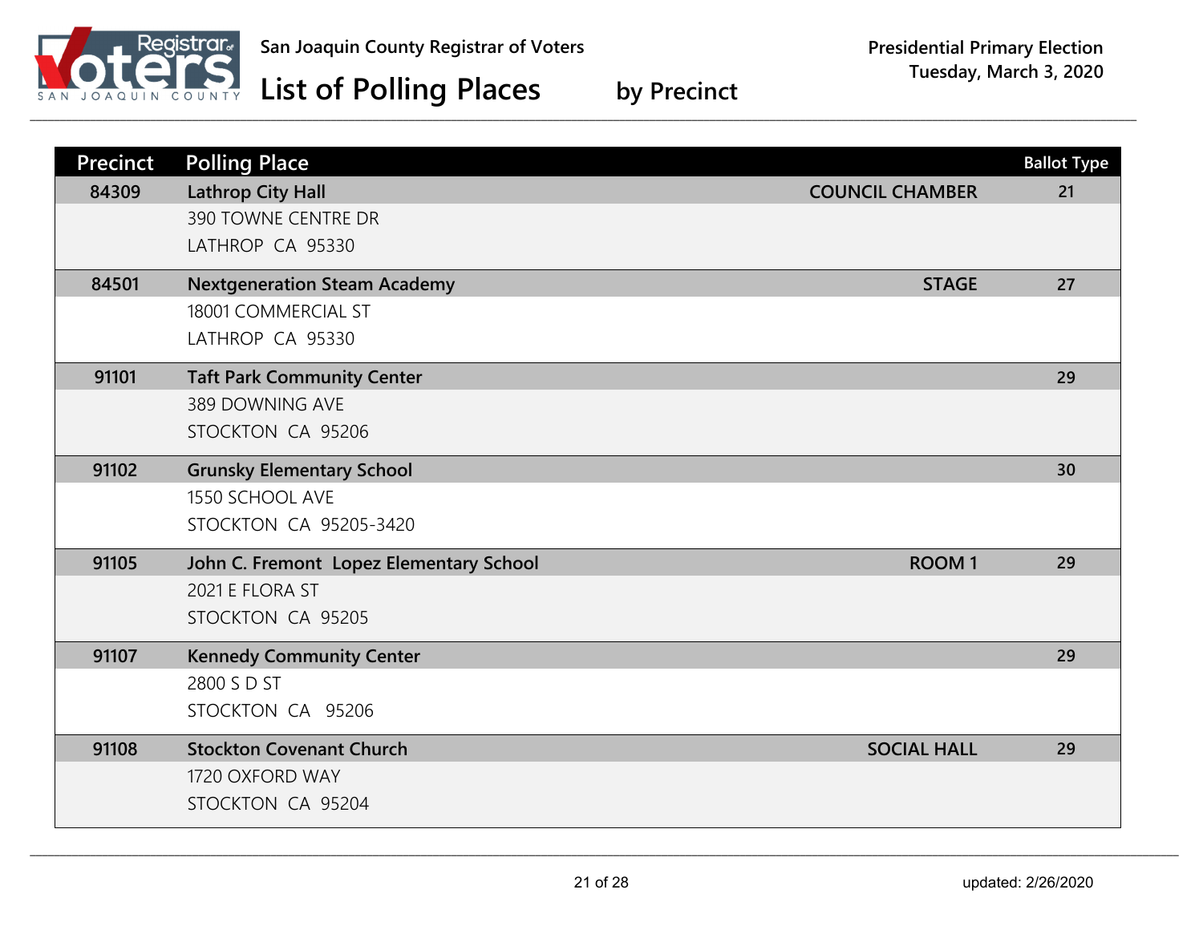San Joaquin County Registrar of Voters

# List of Polling Places by Precinct

Presidential Primary Election
Tuesday, March 3, 2020

| Precinct | Polling Place | | Ballot Type |
|---|---|---|---|
| 84309 | **Lathrop City Hall**<br>390 TOWNE CENTRE DR<br>LATHROP CA 95330 | COUNCIL CHAMBER | 21 |
| 84501 | **Nextgeneration Steam Academy**<br>18001 COMMERCIAL ST<br>LATHROP CA 95330 | STAGE | 27 |
| 91101 | **Taft Park Community Center**<br>389 DOWNING AVE<br>STOCKTON CA 95206 | | 29 |
| 91102 | **Grunsky Elementary School**<br>1550 SCHOOL AVE<br>STOCKTON CA 95205-3420 | | 30 |
| 91105 | **John C. Fremont Lopez Elementary School**<br>2021 E FLORA ST<br>STOCKTON CA 95205 | ROOM 1 | 29 |
| 91107 | **Kennedy Community Center**<br>2800 S D ST<br>STOCKTON CA 95206 | | 29 |
| 91108 | **Stockton Covenant Church**<br>1720 OXFORD WAY<br>STOCKTON CA 95204 | SOCIAL HALL | 29 |

updated: 2/26/2020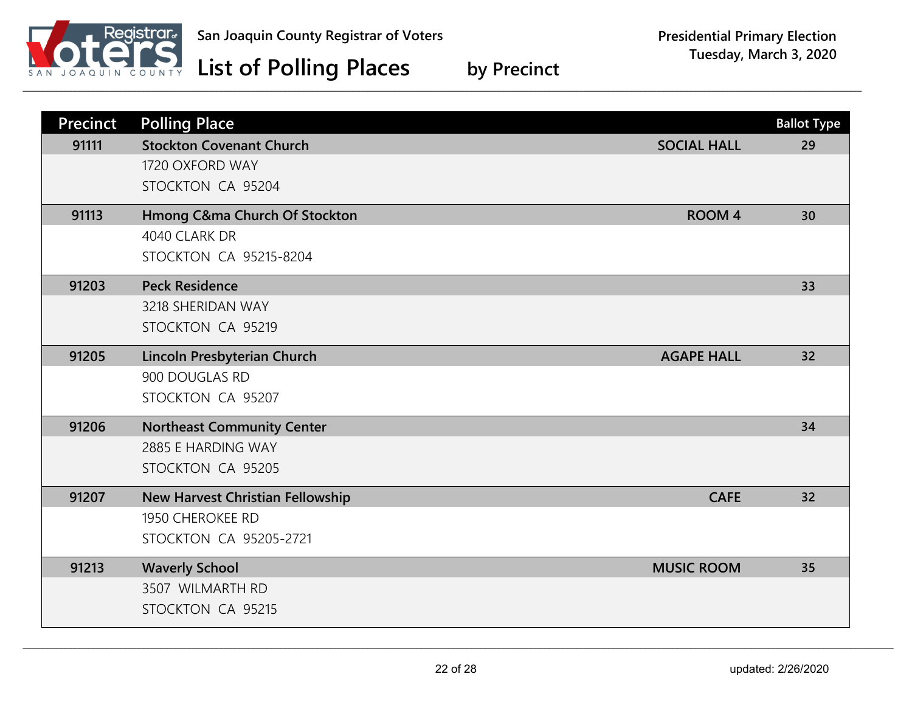# San Joaquin County Registrar of Voters

## List of Polling Places by Precinct

**Presidential Primary Election**
**Tuesday, March 3, 2020**

| Precinct | Polling Place | | Ballot Type |
|---|---|---|---|
| 91111 | **Stockton Covenant Church**<br>1720 OXFORD WAY<br>STOCKTON CA 95204 | SOCIAL HALL | 29 |
| 91113 | **Hmong C&ma Church Of Stockton**<br>4040 CLARK DR<br>STOCKTON CA 95215-8204 | ROOM 4 | 30 |
| 91203 | **Peck Residence**<br>3218 SHERIDAN WAY<br>STOCKTON CA 95219 | | 33 |
| 91205 | **Lincoln Presbyterian Church**<br>900 DOUGLAS RD<br>STOCKTON CA 95207 | AGAPE HALL | 32 |
| 91206 | **Northeast Community Center**<br>2885 E HARDING WAY<br>STOCKTON CA 95205 | | 34 |
| 91207 | **New Harvest Christian Fellowship**<br>1950 CHEROKEE RD<br>STOCKTON CA 95205-2721 | CAFE | 32 |
| 91213 | **Waverly School**<br>3507 WILMARTH RD<br>STOCKTON CA 95215 | MUSIC ROOM | 35 |

updated: 2/26/2020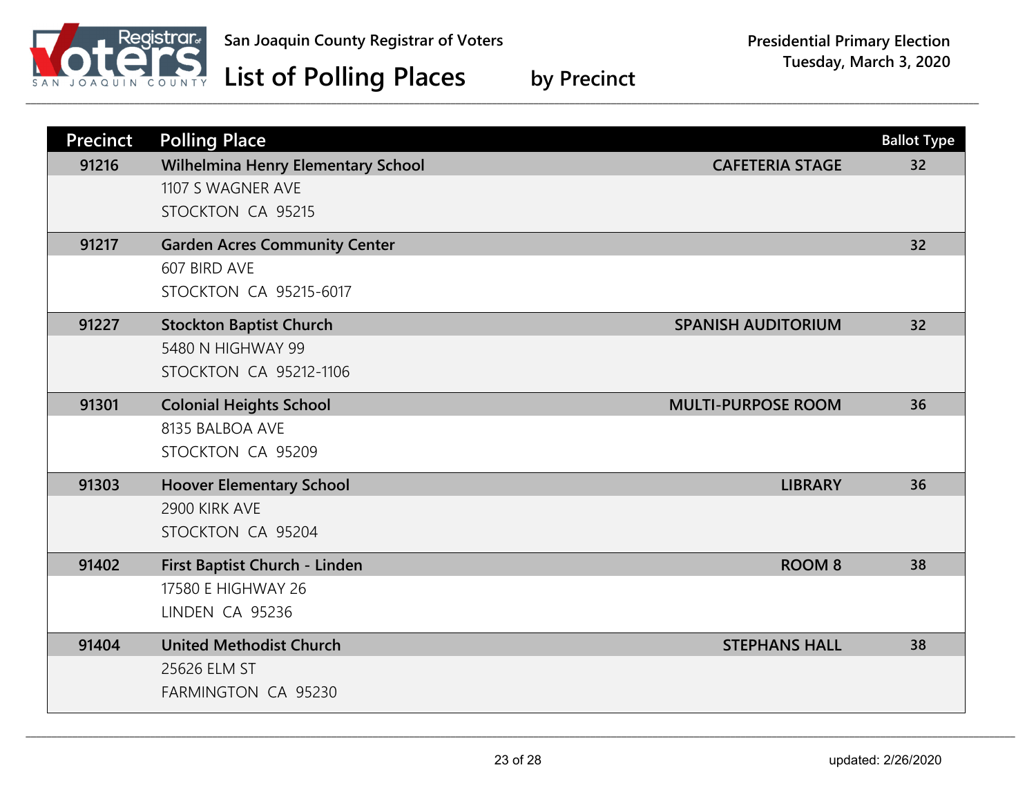San Joaquin County Registrar of Voters

# List of Polling Places by Precinct

**Presidential Primary Election**
**Tuesday, March 3, 2020**

| Precinct | Polling Place | | Ballot Type |
|---|---|---|---|
| **91216** | **Wilhelmina Henry Elementary School**<br>1107 S WAGNER AVE<br>STOCKTON CA 95215 | **CAFETERIA STAGE** | 32 |
| **91217** | **Garden Acres Community Center**<br>607 BIRD AVE<br>STOCKTON CA 95215-6017 | | 32 |
| **91227** | **Stockton Baptist Church**<br>5480 N HIGHWAY 99<br>STOCKTON CA 95212-1106 | **SPANISH AUDITORIUM** | 32 |
| **91301** | **Colonial Heights School**<br>8135 BALBOA AVE<br>STOCKTON CA 95209 | **MULTI-PURPOSE ROOM** | 36 |
| **91303** | **Hoover Elementary School**<br>2900 KIRK AVE<br>STOCKTON CA 95204 | **LIBRARY** | 36 |
| **91402** | **First Baptist Church - Linden**<br>17580 E HIGHWAY 26<br>LINDEN CA 95236 | **ROOM 8** | 38 |
| **91404** | **United Methodist Church**<br>25626 ELM ST<br>FARMINGTON CA 95230 | **STEPHANS HALL** | 38 |

updated: 2/26/2020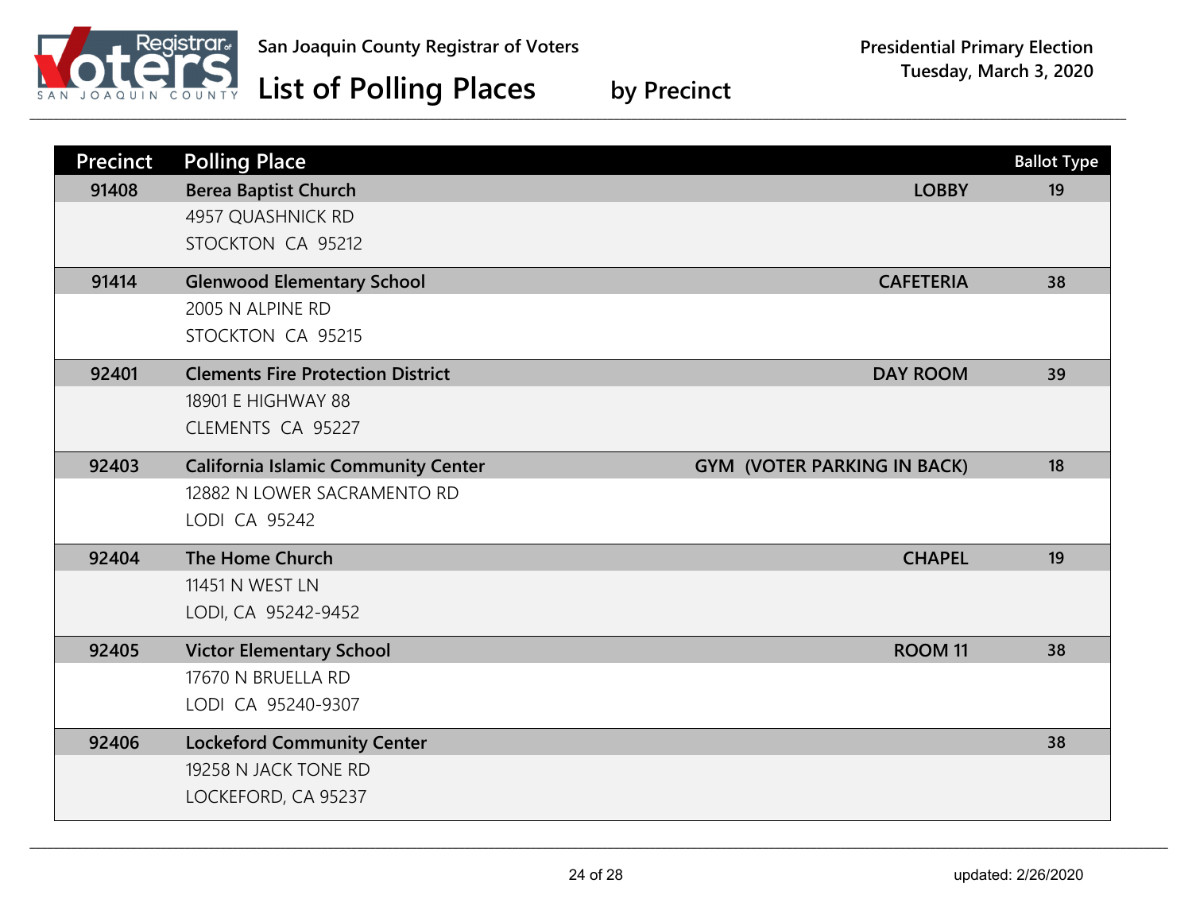San Joaquin County Registrar of Voters

# List of Polling Places by Precinct

**Presidential Primary Election**
**Tuesday, March 3, 2020**

| Precinct | Polling Place | Location | Ballot Type |
|---|---|---|---|
| 91408 | **Berea Baptist Church**<br>4957 QUASHNICK RD<br>STOCKTON CA 95212 | LOBBY | 19 |
| 91414 | **Glenwood Elementary School**<br>2005 N ALPINE RD<br>STOCKTON CA 95215 | CAFETERIA | 38 |
| 92401 | **Clements Fire Protection District**<br>18901 E HIGHWAY 88<br>CLEMENTS CA 95227 | DAY ROOM | 39 |
| 92403 | **California Islamic Community Center**<br>12882 N LOWER SACRAMENTO RD<br>LODI CA 95242 | GYM (VOTER PARKING IN BACK) | 18 |
| 92404 | **The Home Church**<br>11451 N WEST LN<br>LODI, CA 95242-9452 | CHAPEL | 19 |
| 92405 | **Victor Elementary School**<br>17670 N BRUELLA RD<br>LODI CA 95240-9307 | ROOM 11 | 38 |
| 92406 | **Lockeford Community Center**<br>19258 N JACK TONE RD<br>LOCKEFORD, CA 95237 | | 38 |

updated: 2/26/2020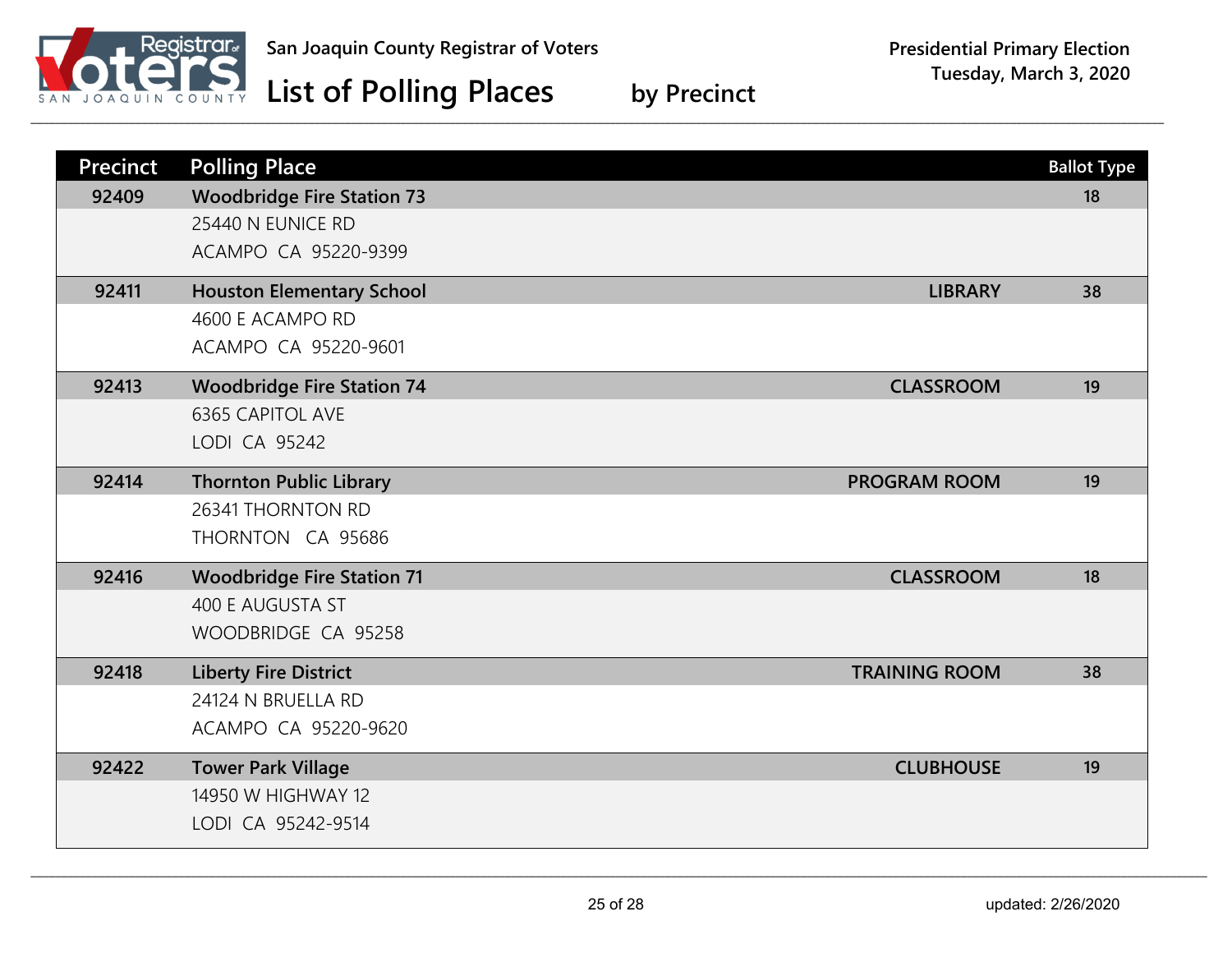San Joaquin County Registrar of Voters

# List of Polling Places by Precinct

Presidential Primary Election
Tuesday, March 3, 2020

| Precinct | Polling Place | | Ballot Type |
|---|---|---|---|
| 92409 | **Woodbridge Fire Station 73**<br>25440 N EUNICE RD<br>ACAMPO CA 95220-9399 | | 18 |
| 92411 | **Houston Elementary School**<br>4600 E ACAMPO RD<br>ACAMPO CA 95220-9601 | LIBRARY | 38 |
| 92413 | **Woodbridge Fire Station 74**<br>6365 CAPITOL AVE<br>LODI CA 95242 | CLASSROOM | 19 |
| 92414 | **Thornton Public Library**<br>26341 THORNTON RD<br>THORNTON CA 95686 | PROGRAM ROOM | 19 |
| 92416 | **Woodbridge Fire Station 71**<br>400 E AUGUSTA ST<br>WOODBRIDGE CA 95258 | CLASSROOM | 18 |
| 92418 | **Liberty Fire District**<br>24124 N BRUELLA RD<br>ACAMPO CA 95220-9620 | TRAINING ROOM | 38 |
| 92422 | **Tower Park Village**<br>14950 W HIGHWAY 12<br>LODI CA 95242-9514 | CLUBHOUSE | 19 |

updated: 2/26/2020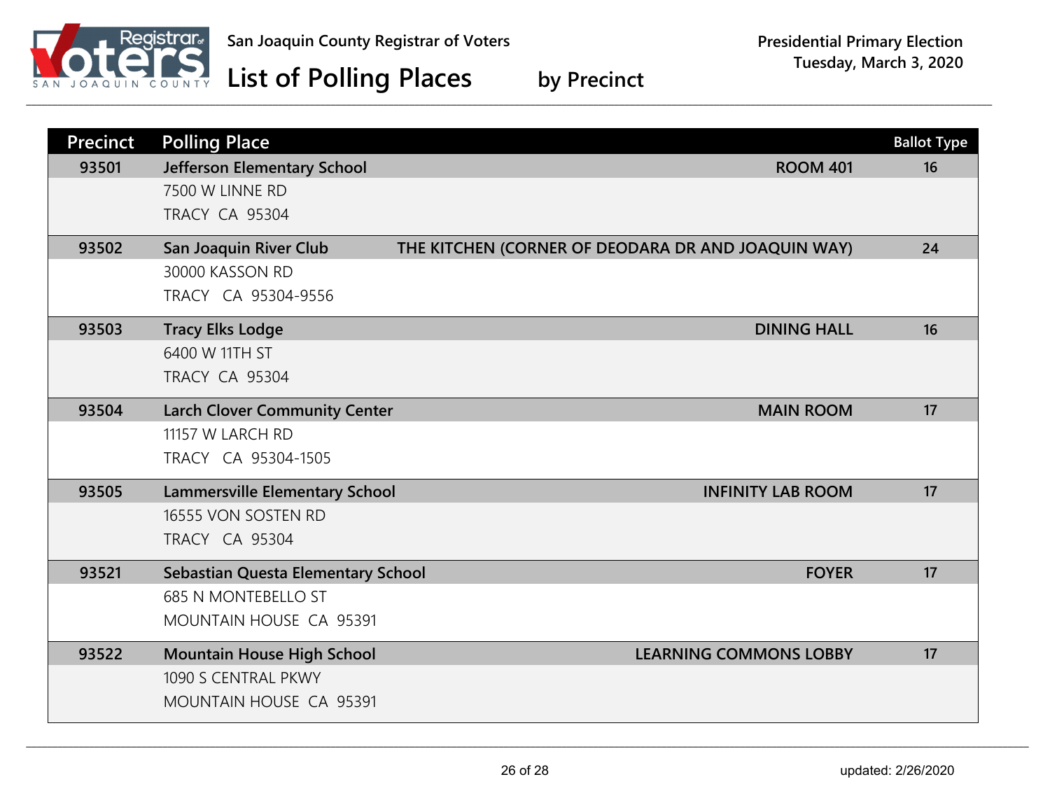San Joaquin County Registrar of Voters

# List of Polling Places by Precinct

**Presidential Primary Election**
**Tuesday, March 3, 2020**

| Precinct | Polling Place | Location | Ballot Type |
|---|---|---|---|
| 93501 | **Jefferson Elementary School**<br>7500 W LINNE RD<br>TRACY CA 95304 | ROOM 401 | 16 |
| 93502 | **San Joaquin River Club**<br>30000 KASSON RD<br>TRACY CA 95304-9556 | THE KITCHEN (CORNER OF DEODARA DR AND JOAQUIN WAY) | 24 |
| 93503 | **Tracy Elks Lodge**<br>6400 W 11TH ST<br>TRACY CA 95304 | DINING HALL | 16 |
| 93504 | **Larch Clover Community Center**<br>11157 W LARCH RD<br>TRACY CA 95304-1505 | MAIN ROOM | 17 |
| 93505 | **Lammersville Elementary School**<br>16555 VON SOSTEN RD<br>TRACY CA 95304 | INFINITY LAB ROOM | 17 |
| 93521 | **Sebastian Questa Elementary School**<br>685 N MONTEBELLO ST<br>MOUNTAIN HOUSE CA 95391 | FOYER | 17 |
| 93522 | **Mountain House High School**<br>1090 S CENTRAL PKWY<br>MOUNTAIN HOUSE CA 95391 | LEARNING COMMONS LOBBY | 17 |

updated: 2/26/2020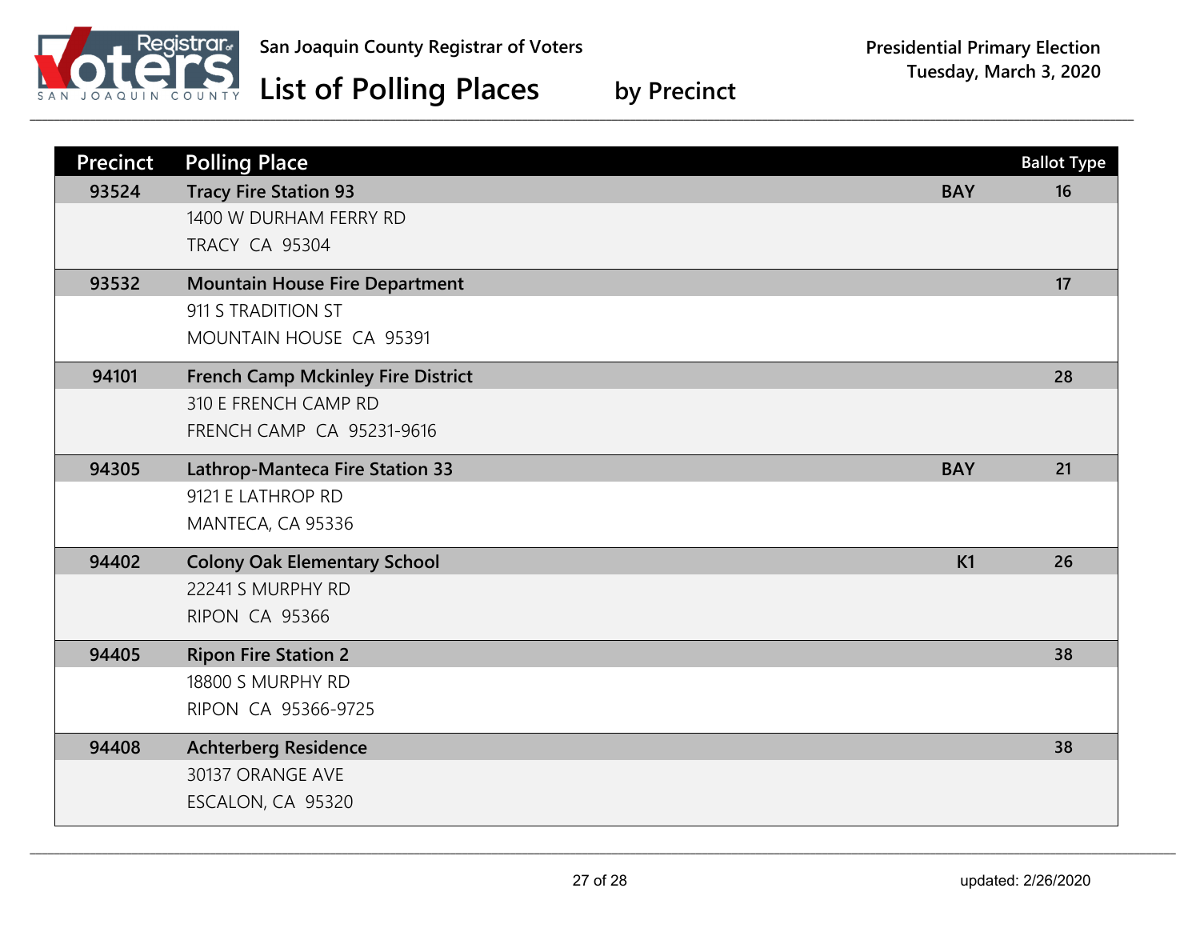San Joaquin County Registrar of Voters

# List of Polling Places by Precinct

Presidential Primary Election
Tuesday, March 3, 2020

| Precinct | Polling Place | | Ballot Type |
|---|---|---|---|
| 93524 | **Tracy Fire Station 93**<br>1400 W DURHAM FERRY RD<br>TRACY CA 95304 | BAY | 16 |
| 93532 | **Mountain House Fire Department**<br>911 S TRADITION ST<br>MOUNTAIN HOUSE CA 95391 | | 17 |
| 94101 | **French Camp Mckinley Fire District**<br>310 E FRENCH CAMP RD<br>FRENCH CAMP CA 95231-9616 | | 28 |
| 94305 | **Lathrop-Manteca Fire Station 33**<br>9121 E LATHROP RD<br>MANTECA, CA 95336 | BAY | 21 |
| 94402 | **Colony Oak Elementary School**<br>22241 S MURPHY RD<br>RIPON CA 95366 | K1 | 26 |
| 94405 | **Ripon Fire Station 2**<br>18800 S MURPHY RD<br>RIPON CA 95366-9725 | | 38 |
| 94408 | **Achterberg Residence**<br>30137 ORANGE AVE<br>ESCALON, CA 95320 | | 38 |

updated: 2/26/2020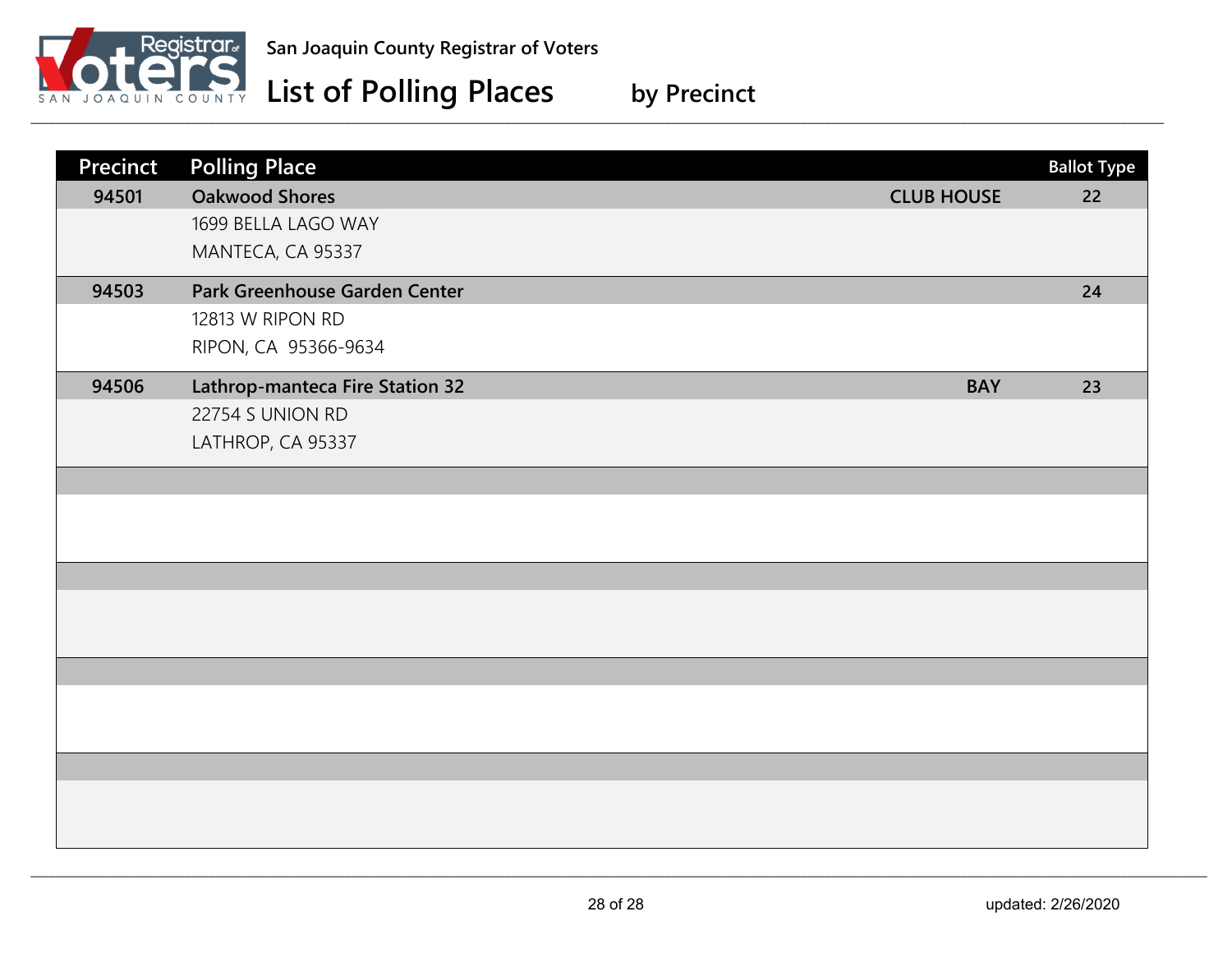San Joaquin County Registrar of Voters

# List of Polling Places by Precinct

| Precinct | Polling Place | | Ballot Type |
|---|---|---|---|
| 94501 | **Oakwood Shores**<br>1699 BELLA LAGO WAY<br>MANTECA, CA 95337 | CLUB HOUSE | 22 |
| 94503 | **Park Greenhouse Garden Center**<br>12813 W RIPON RD<br>RIPON, CA 95366-9634 | | 24 |
| 94506 | **Lathrop-manteca Fire Station 32**<br>22754 S UNION RD<br>LATHROP, CA 95337 | BAY | 23 |

updated: 2/26/2020